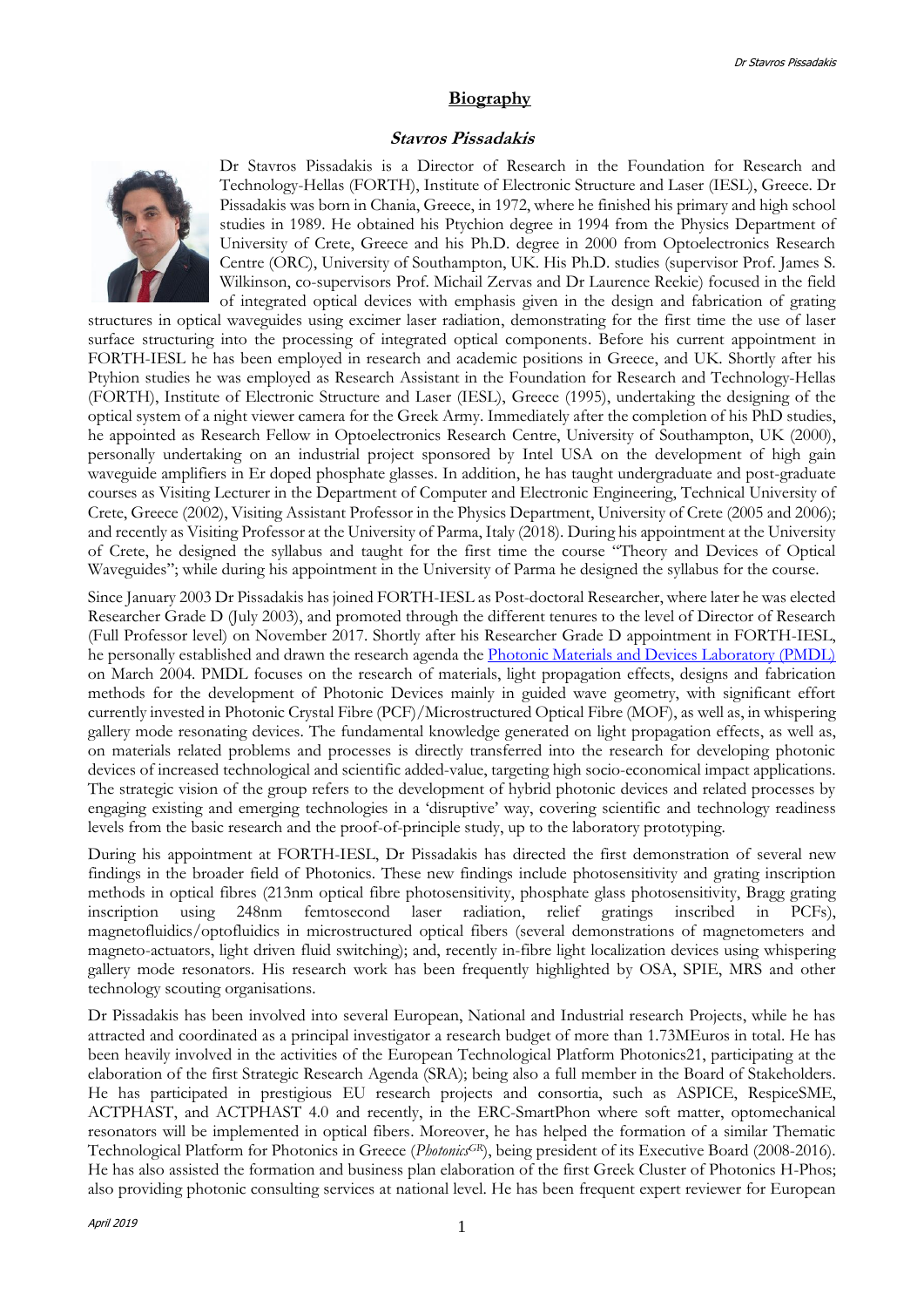## Biography

### *Stavros Pissadakis*

Dr Stavros Pissadakis is a Director of Research in the Foundation for Research and Technology-Hellas (FORTH), Institute of Electronic Structure and Laser (IESL), Greece. Dr Pissadakis was born in Chania, Greece, in 1972, where he finished his primary and high school studies in 1989. He obtained his Ptychion degree in 1994 from the Physics Department of University of Crete, Greece and his Ph.D. degree in 2000 from Optoelectronics Research Centre (ORC), University of Southampton, UK. His Ph.D. studies (supervisor Prof. James S. Wilkinson, co-supervisors Prof. Michail Zervas and Dr Laurence Reekie) focused in the field of integrated optical devices with emphasis given in the design and fabrication of grating structures in optical waveguides using excimer laser radiation, demonstrating for the first time the use of laser surface structuring into the processing of integrated optical components. Before his current appointment in FORTH-IESL he has been employed in research and academic positions in Greece, and UK. Shortly after his Ptyhion studies he was employed as Research Assistant in the Foundation for Research and Technology-Hellas (FORTH), Institute of Electronic Structure and Laser (IESL), Greece (1995), undertaking the designing of the optical system of a night viewer camera for the Greek Army. Immediately after the completion of his PhD studies, he appointed as Research Fellow in Optoelectronics Research Centre, University of Southampton, UK (2000), personally undertaking on an industrial project sponsored by Intel USA on the development of high gain waveguide amplifiers in Er doped phosphate glasses. In addition, he has taught undergraduate and post-graduate courses as Visiting Lecturer in the Department of Computer and Electronic Engineering, Technical University of Crete, Greece (2002), Visiting Assistant Professor in the Physics Department, University of Crete (2005 and 2006); and recently as Visiting Professor at the University of Parma, Italy (2018). During his appointment at the University of Crete, he designed the syllabus and taught for the first time the course "Theory and Devices of Optical Waveguides"; while during his appointment in the University of Parma he designed the syllabus for the course.

Since January 2003 Dr Pissadakis has joined FORTH-IESL as Post-doctoral Researcher, where later he was elected Researcher Grade D (July 2003), and promoted through the different tenures to the level of Director of Research (Full Professor level) on November 2017. Shortly after his Researcher Grade D appointment in FORTH-IESL, he personally established and drawn the research agenda the Photonic Materials and Devices Laboratory (PMDL) on March 2004. PMDL focuses on the research of materials, light propagation effects, designs and fabrication methods for the development of Photonic Devices mainly in guided wave geometry, with significant effort currently invested in Photonic Crystal Fibre (PCF)/Microstructured Optical Fibre (MOF), as well as, in whispering gallery mode resonating devices. The fundamental knowledge generated on light propagation effects, as well as, on materials related problems and processes is directly transferred into the research for developing photonic devices of increased technological and scientific added-value, targeting high socio-economical impact applications. The strategic vision of the group refers to the development of hybrid photonic devices and related processes by engaging existing and emerging technologies in a 'disruptive' way, covering scientific and technology readiness levels from the basic research and the proof-of-principle study, up to the laboratory prototyping.

During his appointment at FORTH-IESL, Dr Pissadakis has directed the first demonstration of several new findings in the broader field of Photonics. These new findings include photosensitivity and grating inscription methods in optical fibres (213nm optical fibre photosensitivity, phosphate glass photosensitivity, Bragg grating inscription using 248nm femtosecond laser radiation, relief gratings inscribed in PCFs), magnetofluidics/optofluidics in microstructured optical fibers (several demonstrations of magnetometers and magneto-actuators, light driven fluid switching); and, recently in-fibre light localization devices using whispering gallery mode resonators. His research work has been frequently highlighted by OSA, SPIE, MRS and other technology scouting organisations.

Dr Pissadakis has been involved into several European, National and Industrial research Projects, while he has attracted and coordinated as a principal investigator a research budget of more than 1.73MEuros in total. He has been heavily involved in the activities of the European Technological Platform Photonics21, participating at the elaboration of the first Strategic Research Agenda (SRA); being also a full member in the Board of Stakeholders. He has participated in prestigious EU research projects and consortia, such as ASPICE, RespiceSME, ACTPHAST, and ACTPHAST 4.0 and recently, in the ERC-SmartPhon where soft matter, optomechanical resonators will be implemented in optical fibers. Moreover, he has helped the formation of a similar Thematic Technological Platform for Photonics in Greece (*Photonics[GR]*), being president of its Executive Board (2008-2016). He has also assisted the formation and business plan elaboration of the first Greek Cluster of Photonics H-Phos; also providing photonic consulting services at national level. He has been frequent expert reviewer for European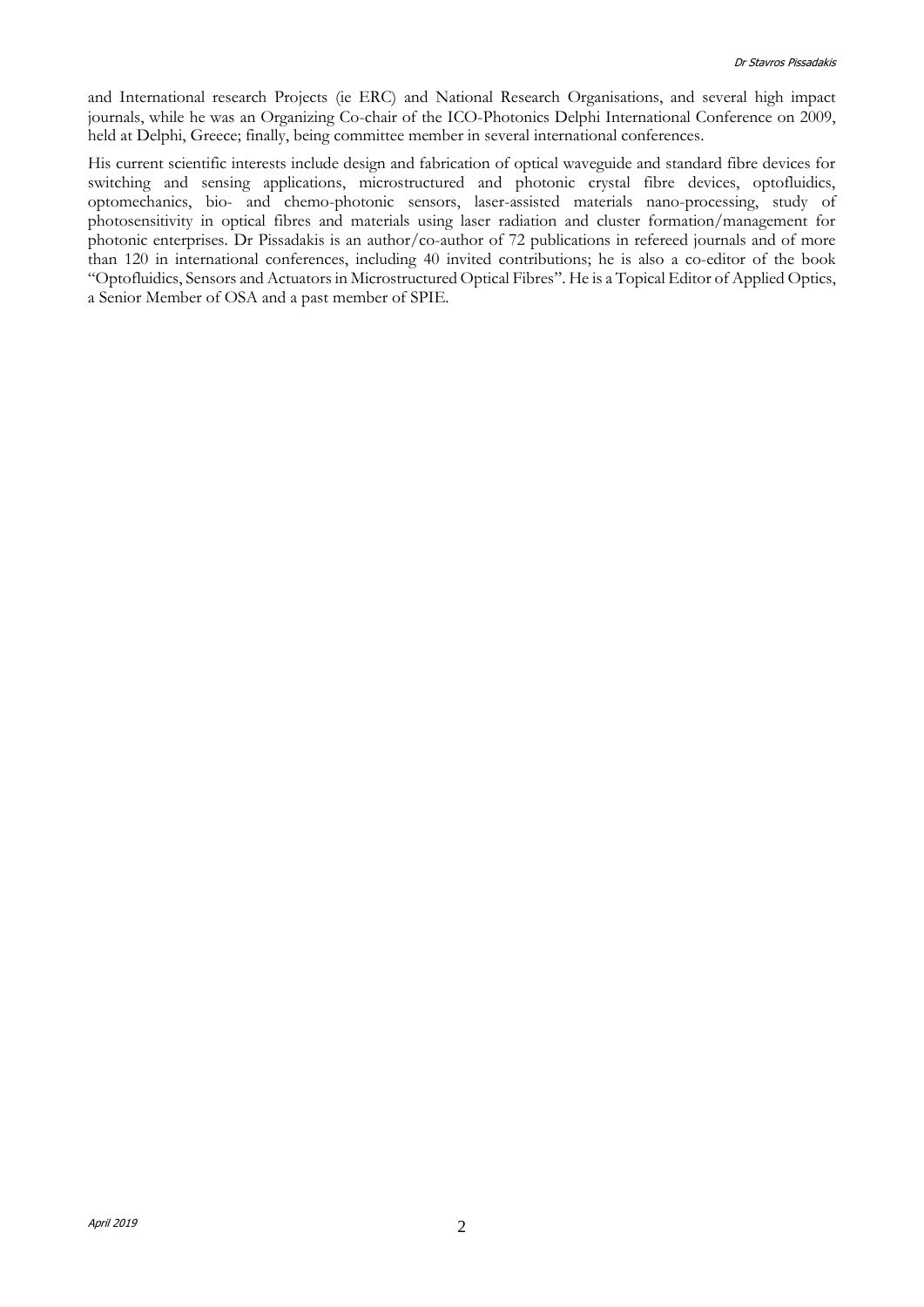and International research Projects (ie ERC) and National Research Organisations, and several high impact journals, while he was an Organizing Co-chair of the ICO-Photonics Delphi International Conference on 2009, held at Delphi, Greece; finally, being committee member in several international conferences.

His current scientific interests include design and fabrication of optical waveguide and standard fibre devices for switching and sensing applications, microstructured and photonic crystal fibre devices, optofluidics, optomechanics, bio- and chemo-photonic sensors, laser-assisted materials nano-processing, study of photosensitivity in optical fibres and materials using laser radiation and cluster formation/management for photonic enterprises. Dr Pissadakis is an author/co-author of 72 publications in refereed journals and of more than 120 in international conferences, including 40 invited contributions; he is also a co-editor of the book "Optofluidics, Sensors and Actuators in Microstructured Optical Fibres". He is a Topical Editor of Applied Optics, a Senior Member of OSA and a past member of SPIE.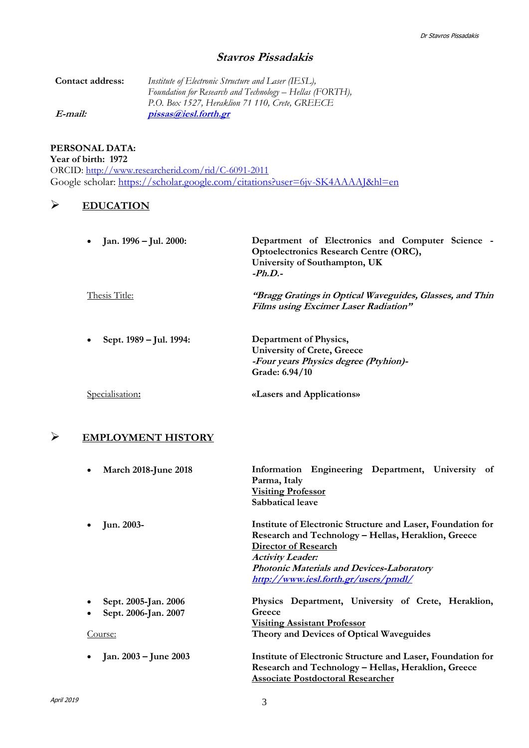# *Stavros Pissadakis*

**Contact address:** *Institute of Electronic Structure and Laser (IESL), Foundation for Research and Technology – Hellas (FORTH), P.O. Box 1527, Heraklion 71 110, Crete, GREECE*

***E-mail:*** ***pissas@iesl.forth.gr***

**PERSONAL DATA:**
**Year of birth: 1972**
ORCID: http://www.researcherid.com/rid/C-6091-2011
Google scholar: https://scholar.google.com/citations?user=6jv-SK4AAAAJ&hl=en

## EDUCATION

- **Jan. 1996 – Jul. 2000:** **Department of Electronics and Computer Science - Optoelectronics Research Centre (ORC), University of Southampton, UK** ***-Ph.D.-***

  Thesis Title: ***"Bragg Gratings in Optical Waveguides, Glasses, and Thin Films using Excimer Laser Radiation"***

- **Sept. 1989 – Jul. 1994:** **Department of Physics, University of Crete, Greece** ***-Four years Physics degree (Ptyhion)-*** **Grade: 6.94/10**

  Specialisation: **«Lasers and Applications»**

## EMPLOYMENT HISTORY

- **March 2018-June 2018** **Information Engineering Department, University of Parma, Italy** **Visiting Professor** **Sabbatical leave**

- **Jun. 2003-** **Institute of Electronic Structure and Laser, Foundation for Research and Technology – Hellas, Heraklion, Greece** **Director of Research** ***Activity Leader: Photonic Materials and Devices-Laboratory*** ***http://www.iesl.forth.gr/users/pmdl/***

- **Sept. 2005-Jan. 2006**
- **Sept. 2006-Jan. 2007**

  **Physics Department, University of Crete, Heraklion, Greece** **Visiting Assistant Professor**

  Course: **Theory and Devices of Optical Waveguides**

- **Jan. 2003 – June 2003** **Institute of Electronic Structure and Laser, Foundation for Research and Technology – Hellas, Heraklion, Greece** **Associate Postdoctoral Researcher**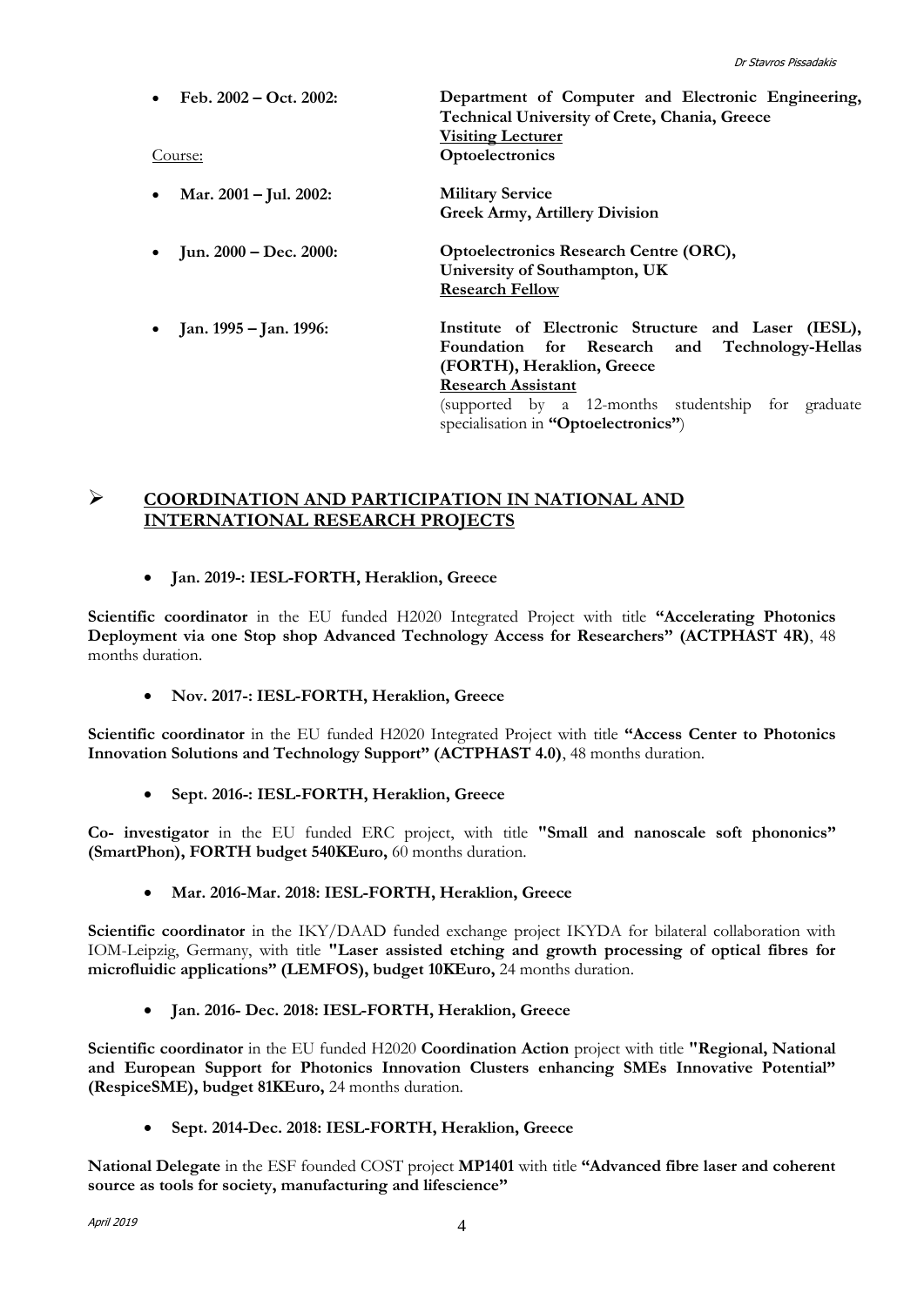- **Feb. 2002 – Oct. 2002:** **Department of Computer and Electronic Engineering, Technical University of Crete, Chania, Greece**
  **<u>Visiting Lecturer</u>**

  <u>Course:</u> **Optoelectronics**

- **Mar. 2001 – Jul. 2002:** **Military Service**
  **Greek Army, Artillery Division**

- **Jun. 2000 – Dec. 2000:** **Optoelectronics Research Centre (ORC), University of Southampton, UK**
  **<u>Research Fellow</u>**

- **Jan. 1995 – Jan. 1996:** **Institute of Electronic Structure and Laser (IESL), Foundation for Research and Technology-Hellas (FORTH), Heraklion, Greece**
  **<u>Research Assistant</u>**
  (supported by a 12-months studentship for graduate specialisation in **"Optoelectronics"**)

## ➢ <u>COORDINATION AND PARTICIPATION IN NATIONAL AND INTERNATIONAL RESEARCH PROJECTS</u>

- **Jan. 2019-: IESL-FORTH, Heraklion, Greece**

**Scientific coordinator** in the EU funded H2020 Integrated Project with title **"Accelerating Photonics Deployment via one Stop shop Advanced Technology Access for Researchers" (ACTPHAST 4R)**, 48 months duration.

- **Nov. 2017-: IESL-FORTH, Heraklion, Greece**

**Scientific coordinator** in the EU funded H2020 Integrated Project with title **"Access Center to Photonics Innovation Solutions and Technology Support" (ACTPHAST 4.0)**, 48 months duration.

- **Sept. 2016-: IESL-FORTH, Heraklion, Greece**

**Co- investigator** in the EU funded ERC project, with title **"Small and nanoscale soft phononics" (SmartPhon), FORTH budget 540KEuro,** 60 months duration.

- **Mar. 2016-Mar. 2018: IESL-FORTH, Heraklion, Greece**

**Scientific coordinator** in the IKY/DAAD funded exchange project IKYDA for bilateral collaboration with IOM-Leipzig, Germany, with title **"Laser assisted etching and growth processing of optical fibres for microfluidic applications" (LEMFOS), budget 10KEuro,** 24 months duration.

- **Jan. 2016- Dec. 2018: IESL-FORTH, Heraklion, Greece**

**Scientific coordinator** in the EU funded H2020 **Coordination Action** project with title **"Regional, National and European Support for Photonics Innovation Clusters enhancing SMEs Innovative Potential" (RespiceSME), budget 81KEuro,** 24 months duration.

- **Sept. 2014-Dec. 2018: IESL-FORTH, Heraklion, Greece**

**National Delegate** in the ESF founded COST project **MP1401** with title **"Advanced fibre laser and coherent source as tools for society, manufacturing and lifescience"**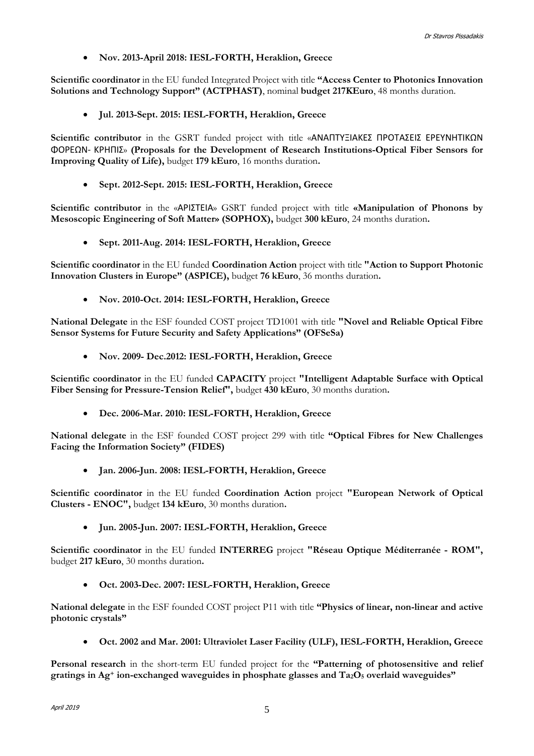- **Nov. 2013-April 2018: IESL-FORTH, Heraklion, Greece**

**Scientific coordinator** in the EU funded Integrated Project with title **"Access Center to Photonics Innovation Solutions and Technology Support" (ACTPHAST)**, nominal **budget 217KEuro**, 48 months duration.

- **Jul. 2013-Sept. 2015: IESL-FORTH, Heraklion, Greece**

**Scientific contributor** in the GSRT funded project with title «ΑΝΑΠΤΥΞΙΑΚΕΣ ΠΡΟΤΑΣΕΙΣ ΕΡΕΥΝΗΤΙΚΩΝ ΦΟΡΕΩΝ- ΚΡΗΠΙΣ» **(Proposals for the Development of Research Institutions-Optical Fiber Sensors for Improving Quality of Life),** budget **179 kEuro**, 16 months duration**.**

- **Sept. 2012-Sept. 2015: IESL-FORTH, Heraklion, Greece**

**Scientific contributor** in the «ΑΡΙΣΤΕΙΑ» GSRT funded project with title **«Manipulation of Phonons by Mesoscopic Engineering of Soft Matter» (SOPHOX),** budget **300 kEuro**, 24 months duration**.**

- **Sept. 2011-Aug. 2014: IESL-FORTH, Heraklion, Greece**

**Scientific coordinator** in the EU funded **Coordination Action** project with title **"Action to Support Photonic Innovation Clusters in Europe" (ASPICE),** budget **76 kEuro**, 36 months duration**.**

- **Nov. 2010-Oct. 2014: IESL-FORTH, Heraklion, Greece**

**National Delegate** in the ESF founded COST project TD1001 with title **"Novel and Reliable Optical Fibre Sensor Systems for Future Security and Safety Applications" (OFSeSa)**

- **Nov. 2009- Dec.2012: IESL-FORTH, Heraklion, Greece**

**Scientific coordinator** in the EU funded **CAPACITY** project **"Intelligent Adaptable Surface with Optical Fiber Sensing for Pressure-Tension Relief",** budget **430 kEuro**, 30 months duration**.**

- **Dec. 2006-Mar. 2010: IESL-FORTH, Heraklion, Greece**

**National delegate** in the ESF founded COST project 299 with title **"Optical Fibres for New Challenges Facing the Information Society" (FIDES)**

- **Jan. 2006-Jun. 2008: IESL-FORTH, Heraklion, Greece**

**Scientific coordinator** in the EU funded **Coordination Action** project **"European Network of Optical Clusters - ENOC",** budget **134 kEuro**, 30 months duration**.**

- **Jun. 2005-Jun. 2007: IESL-FORTH, Heraklion, Greece**

**Scientific coordinator** in the EU funded **INTERREG** project **"Réseau Optique Méditerranée - ROM",** budget **217 kEuro**, 30 months duration**.**

- **Oct. 2003-Dec. 2007: IESL-FORTH, Heraklion, Greece**

**National delegate** in the ESF founded COST project P11 with title **"Physics of linear, non-linear and active photonic crystals"**

- **Oct. 2002 and Mar. 2001: Ultraviolet Laser Facility (ULF), IESL-FORTH, Heraklion, Greece**

**Personal research** in the short-term EU funded project for the **"Patterning of photosensitive and relief gratings in $Ag^{+}$ ion-exchanged waveguides in phosphate glasses and $Ta_2O_5$ overlaid waveguides"**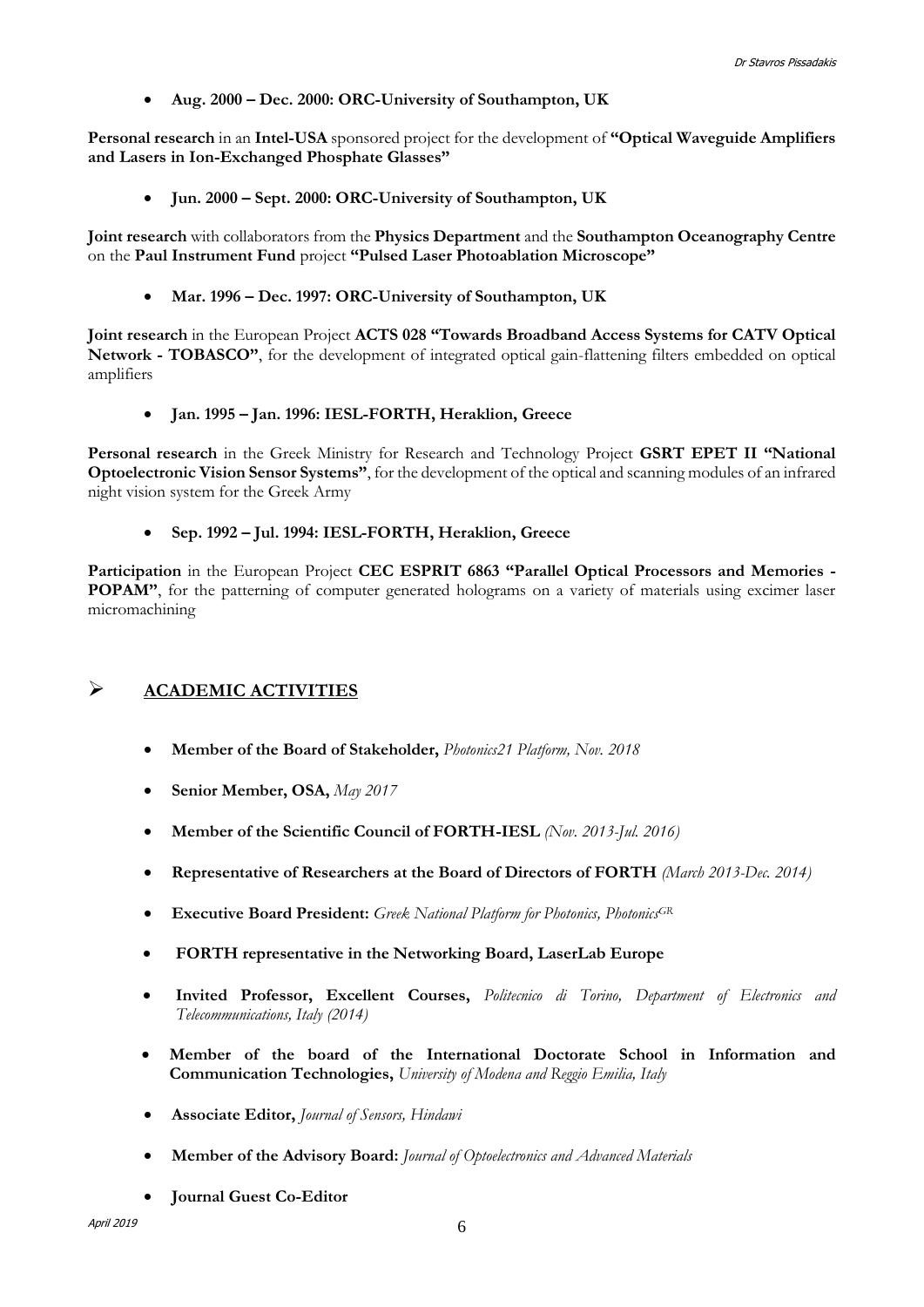- **Aug. 2000 – Dec. 2000: ORC-University of Southampton, UK**

**Personal research** in an **Intel-USA** sponsored project for the development of **"Optical Waveguide Amplifiers and Lasers in Ion-Exchanged Phosphate Glasses"**

- **Jun. 2000 – Sept. 2000: ORC-University of Southampton, UK**

**Joint research** with collaborators from the **Physics Department** and the **Southampton Oceanography Centre** on the **Paul Instrument Fund** project **"Pulsed Laser Photoablation Microscope"**

- **Mar. 1996 – Dec. 1997: ORC-University of Southampton, UK**

**Joint research** in the European Project **ACTS 028 "Towards Broadband Access Systems for CATV Optical Network - TOBASCO"**, for the development of integrated optical gain-flattening filters embedded on optical amplifiers

- **Jan. 1995 – Jan. 1996: IESL-FORTH, Heraklion, Greece**

**Personal research** in the Greek Ministry for Research and Technology Project **GSRT EPET II "National Optoelectronic Vision Sensor Systems"**, for the development of the optical and scanning modules of an infrared night vision system for the Greek Army

- **Sep. 1992 – Jul. 1994: IESL-FORTH, Heraklion, Greece**

**Participation** in the European Project **CEC ESPRIT 6863 "Parallel Optical Processors and Memories - POPAM"**, for the patterning of computer generated holograms on a variety of materials using excimer laser micromachining

## ➢ ACADEMIC ACTIVITIES

- **Member of the Board of Stakeholder,** *Photonics21 Platform, Nov. 2018*
- **Senior Member, OSA,** *May 2017*
- **Member of the Scientific Council of FORTH-IESL** *(Nov. 2013-Jul. 2016)*
- **Representative of Researchers at the Board of Directors of FORTH** *(March 2013-Dec. 2014)*
- **Executive Board President:** *Greek National Platform for Photonics, Photonics*$^{GR}$
- **FORTH representative in the Networking Board, LaserLab Europe**
- **Invited Professor, Excellent Courses,** *Politecnico di Torino, Department of Electronics and Telecommunications, Italy (2014)*
- **Member of the board of the International Doctorate School in Information and Communication Technologies,** *University of Modena and Reggio Emilia, Italy*
- **Associate Editor,** *Journal of Sensors, Hindawi*
- **Member of the Advisory Board:** *Journal of Optoelectronics and Advanced Materials*
- **Journal Guest Co-Editor**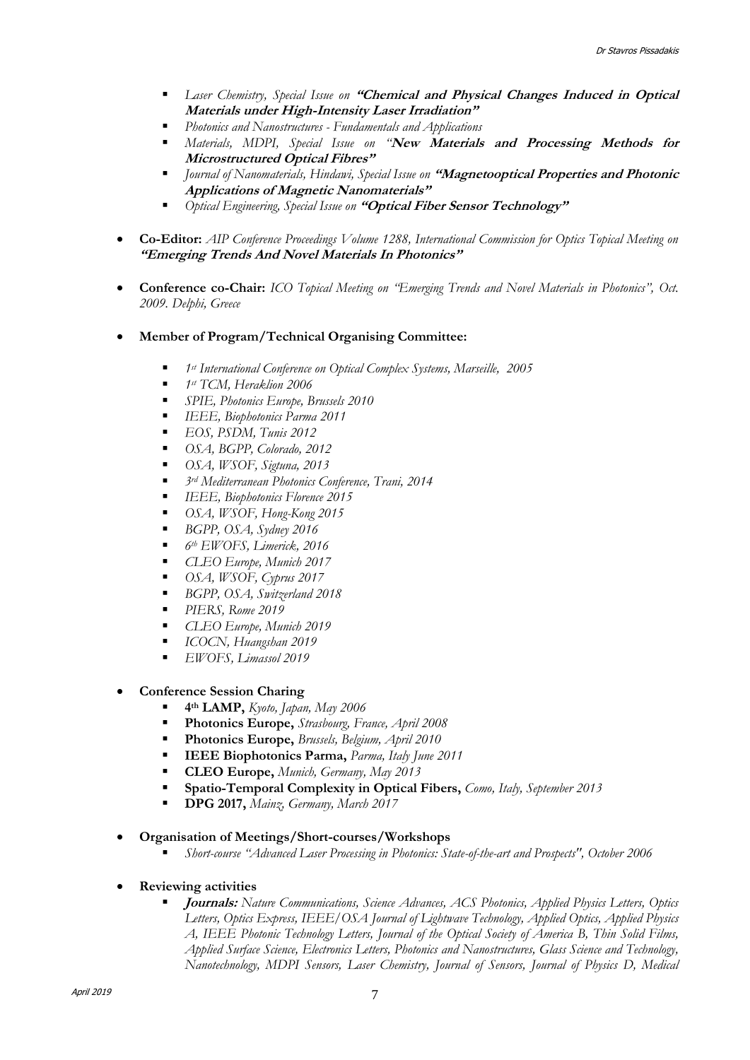- *Laser Chemistry, Special Issue on* ***"Chemical and Physical Changes Induced in Optical Materials under High-Intensity Laser Irradiation"***
- *Photonics and Nanostructures - Fundamentals and Applications*
- *Materials, MDPI, Special Issue on "****New Materials and Processing Methods for Microstructured Optical Fibres"***
- *Journal of Nanomaterials, Hindawi, Special Issue on* ***"Magnetooptical Properties and Photonic Applications of Magnetic Nanomaterials"***
- *Optical Engineering, Special Issue on* ***"Optical Fiber Sensor Technology"***

- **Co-Editor:** *AIP Conference Proceedings Volume 1288, International Commission for Optics Topical Meeting on* ***"Emerging Trends And Novel Materials In Photonics"***

- **Conference co-Chair:** *ICO Topical Meeting on "Emerging Trends and Novel Materials in Photonics", Oct. 2009. Delphi, Greece*

- **Member of Program/Technical Organising Committee:**
  - *1st International Conference on Optical Complex Systems, Marseille, 2005*
  - *1st TCM, Heraklion 2006*
  - *SPIE, Photonics Europe, Brussels 2010*
  - *IEEE, Biophotonics Parma 2011*
  - *EOS, PSDM, Tunis 2012*
  - *OSA, BGPP, Colorado, 2012*
  - *OSA, WSOF, Sigtuna, 2013*
  - *3rd Mediterranean Photonics Conference, Trani, 2014*
  - *IEEE, Biophotonics Florence 2015*
  - *OSA, WSOF, Hong-Kong 2015*
  - *BGPP, OSA, Sydney 2016*
  - *6th EWOFS, Limerick, 2016*
  - *CLEO Europe, Munich 2017*
  - *OSA, WSOF, Cyprus 2017*
  - *BGPP, OSA, Switzerland 2018*
  - *PIERS, Rome 2019*
  - *CLEO Europe, Munich 2019*
  - *ICOCN, Huangshan 2019*
  - *EWOFS, Limassol 2019*

- **Conference Session Charing**
  - **4th LAMP,** *Kyoto, Japan, May 2006*
  - **Photonics Europe,** *Strasbourg, France, April 2008*
  - **Photonics Europe,** *Brussels, Belgium, April 2010*
  - **IEEE Biophotonics Parma,** *Parma, Italy June 2011*
  - **CLEO Europe,** *Munich, Germany, May 2013*
  - **Spatio-Temporal Complexity in Optical Fibers,** *Como, Italy, September 2013*
  - **DPG 2017,** *Mainz, Germany, March 2017*

- **Organisation of Meetings/Short-courses/Workshops**
  - *Short-course "Advanced Laser Processing in Photonics: State-of-the-art and Prospects", October 2006*

- **Reviewing activities**
  - ***Journals:*** *Nature Communications, Science Advances, ACS Photonics, Applied Physics Letters, Optics Letters, Optics Express, IEEE/OSA Journal of Lightwave Technology, Applied Optics, Applied Physics A, IEEE Photonic Technology Letters, Journal of the Optical Society of America B, Thin Solid Films, Applied Surface Science, Electronics Letters, Photonics and Nanostructures, Glass Science and Technology, Nanotechnology, MDPI Sensors, Laser Chemistry, Journal of Sensors, Journal of Physics D, Medical*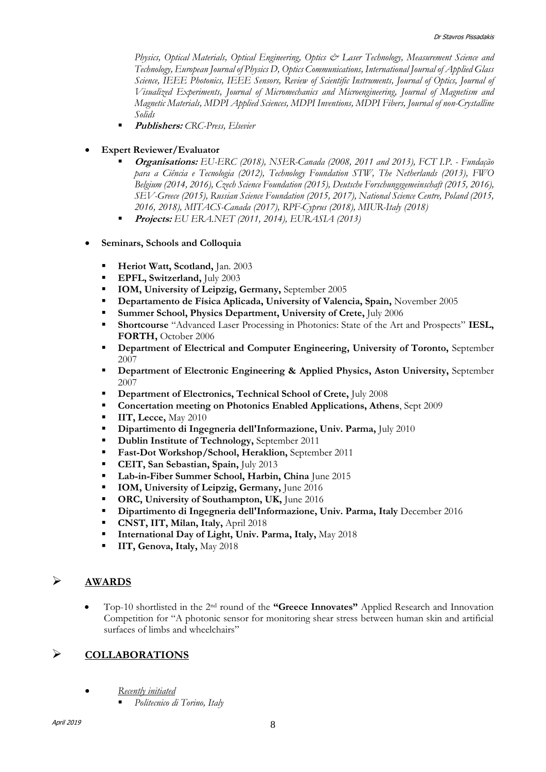*Physics, Optical Materials, Optical Engineering, Optics & Laser Technology, Measurement Science and Technology, European Journal of Physics D, Optics Communications, International Journal of Applied Glass Science, IEEE Photonics, IEEE Sensors, Review of Scientific Instruments, Journal of Optics, Journal of Visualized Experiments, Journal of Micromechanics and Microengineering, Journal of Magnetism and Magnetic Materials, MDPI Applied Sciences, MDPI Inventions, MDPI Fibers, Journal of non-Crystalline Solids*

  - ***Publishers:*** *CRC-Press, Elsevier*

- **Expert Reviewer/Evaluator**
  - ***Organisations:*** *EU-ERC (2018), NSER-Canada (2008, 2011 and 2013), FCT I.P. - Fundação para a Ciência e Tecnologia (2012), Technology Foundation STW, The Netherlands (2013), FWO Belgium (2014, 2016), Czech Science Foundation (2015), Deutsche Forschungsgemeinschaft (2015, 2016), SEV-Greece (2015), Russian Science Foundation (2015, 2017), National Science Centre, Poland (2015, 2016, 2018), MITACS-Canada (2017), RPF-Cyprus (2018), MIUR-Italy (2018)*
  - ***Projects:*** *EU ERA.NET (2011, 2014), EURASIA (2013)*

- **Seminars, Schools and Colloquia**
  - **Heriot Watt, Scotland,** Jan. 2003
  - **EPFL, Switzerland,** July 2003
  - **IOM, University of Leipzig, Germany,** September 2005
  - **Departamento de Física Aplicada, University of Valencia, Spain,** November 2005
  - **Summer School, Physics Department, University of Crete,** July 2006
  - **Shortcourse** "Advanced Laser Processing in Photonics: State of the Art and Prospects" **IESL, FORTH,** October 2006
  - **Department of Electrical and Computer Engineering, University of Toronto,** September 2007
  - **Department of Electronic Engineering & Applied Physics, Aston University,** September 2007
  - **Department of Electronics, Technical School of Crete,** July 2008
  - **Concertation meeting on Photonics Enabled Applications, Athens**, Sept 2009
  - **IIT, Lecce,** May 2010
  - **Dipartimento di Ingegneria dell'Informazione, Univ. Parma,** July 2010
  - **Dublin Institute of Technology,** September 2011
  - **Fast-Dot Workshop/School, Heraklion,** September 2011
  - **CEIT, San Sebastian, Spain,** July 2013
  - **Lab-in-Fiber Summer School, Harbin, China** June 2015
  - **IOM, University of Leipzig, Germany,** June 2016
  - **ORC, University of Southampton, UK,** June 2016
  - **Dipartimento di Ingegneria dell'Informazione, Univ. Parma, Italy** December 2016
  - **CNST, IIT, Milan, Italy,** April 2018
  - **International Day of Light, Univ. Parma, Italy,** May 2018
  - **IIT, Genova, Italy,** May 2018

## AWARDS

- Top-10 shortlisted in the 2nd round of the **"Greece Innovates"** Applied Research and Innovation Competition for "A photonic sensor for monitoring shear stress between human skin and artificial surfaces of limbs and wheelchairs"

## COLLABORATIONS

- *Recently initiated*
  - *Politecnico di Torino, Italy*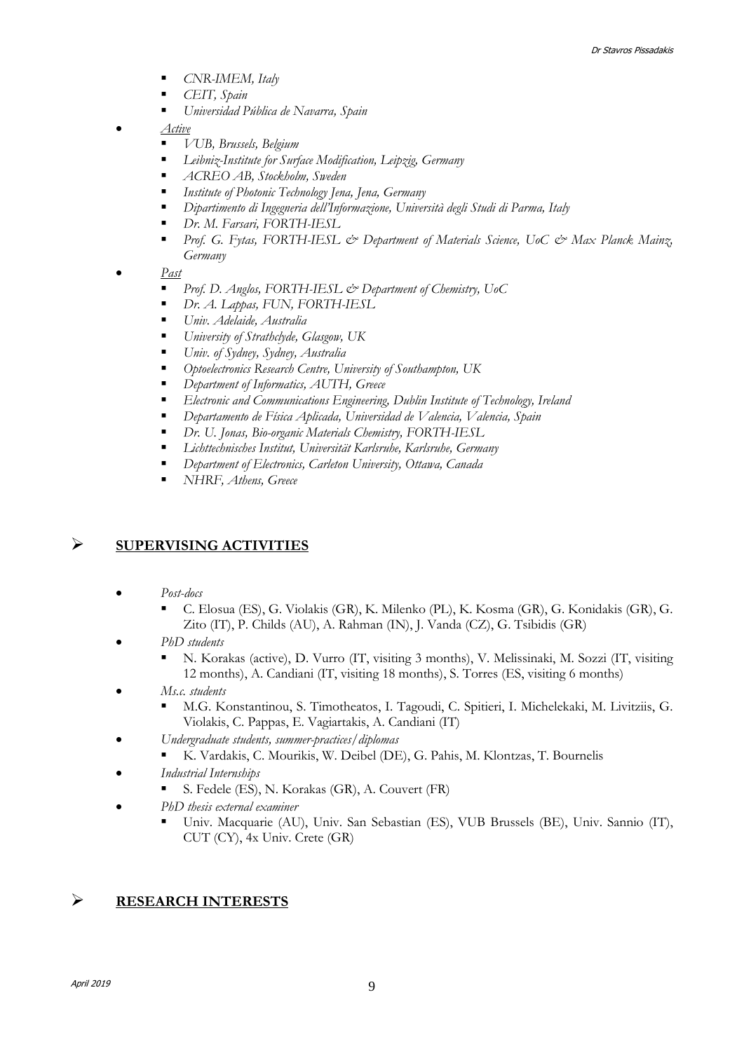- *CNR-IMEM, Italy*
    - *CEIT, Spain*
    - *Universidad Pública de Navarra, Spain*
- *Active*
    - *VUB, Brussels, Belgium*
    - *Leibniz-Institute for Surface Modification, Leipzig, Germany*
    - *ACREO AB, Stockholm, Sweden*
    - *Institute of Photonic Technology Jena, Jena, Germany*
    - *Dipartimento di Ingegneria dell'Informazione, Università degli Studi di Parma, Italy*
    - *Dr. M. Farsari, FORTH-IESL*
    - *Prof. G. Fytas, FORTH-IESL & Department of Materials Science, UoC & Max Planck Mainz, Germany*
- *Past*
    - *Prof. D. Anglos, FORTH-IESL & Department of Chemistry, UoC*
    - *Dr. A. Lappas, FUN, FORTH-IESL*
    - *Univ. Adelaide, Australia*
    - *University of Strathclyde, Glasgow, UK*
    - *Univ. of Sydney, Sydney, Australia*
    - *Optoelectronics Research Centre, University of Southampton, UK*
    - *Department of Informatics, AUTH, Greece*
    - *Electronic and Communications Engineering, Dublin Institute of Technology, Ireland*
    - *Departamento de Física Aplicada, Universidad de Valencia, Valencia, Spain*
    - *Dr. U. Jonas, Bio-organic Materials Chemistry, FORTH-IESL*
    - *Lichttechnisches Institut, Universität Karlsruhe, Karlsruhe, Germany*
    - *Department of Electronics, Carleton University, Ottawa, Canada*
    - *NHRF, Athens, Greece*

## SUPERVISING ACTIVITIES

- *Post-docs*
    - C. Elosua (ES), G. Violakis (GR), K. Milenko (PL), K. Kosma (GR), G. Konidakis (GR), G. Zito (IT), P. Childs (AU), A. Rahman (IN), J. Vanda (CZ), G. Tsibidis (GR)
- *PhD students*
    - N. Korakas (active), D. Vurro (IT, visiting 3 months), V. Melissinaki, M. Sozzi (IT, visiting 12 months), A. Candiani (IT, visiting 18 months), S. Torres (ES, visiting 6 months)
- *Ms.c. students*
    - M.G. Konstantinou, S. Timotheatos, I. Tagoudi, C. Spitieri, I. Michelekaki, M. Livitziis, G. Violakis, C. Pappas, E. Vagiartakis, A. Candiani (IT)
- *Undergraduate students, summer-practices/diplomas*
    - K. Vardakis, C. Mourikis, W. Deibel (DE), G. Pahis, M. Klontzas, T. Bournelis
- *Industrial Internships*
    - S. Fedele (ES), N. Korakas (GR), A. Couvert (FR)
- *PhD thesis external examiner*
    - Univ. Macquarie (AU), Univ. San Sebastian (ES), VUB Brussels (BE), Univ. Sannio (IT), CUT (CY), 4x Univ. Crete (GR)

## RESEARCH INTERESTS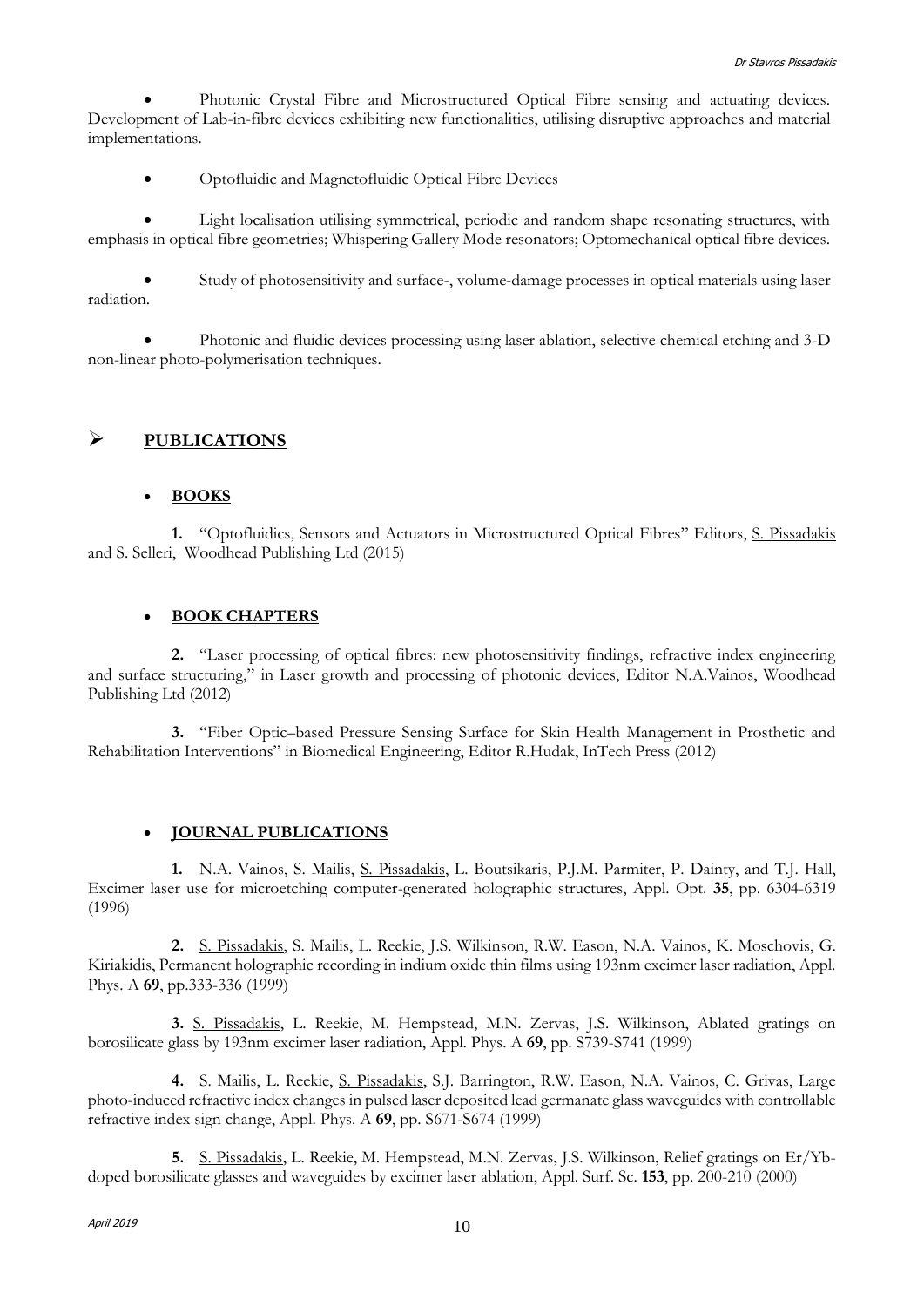- Photonic Crystal Fibre and Microstructured Optical Fibre sensing and actuating devices. Development of Lab-in-fibre devices exhibiting new functionalities, utilising disruptive approaches and material implementations.

- Optofluidic and Magnetofluidic Optical Fibre Devices

- Light localisation utilising symmetrical, periodic and random shape resonating structures, with emphasis in optical fibre geometries; Whispering Gallery Mode resonators; Optomechanical optical fibre devices.

- Study of photosensitivity and surface-, volume-damage processes in optical materials using laser radiation.

- Photonic and fluidic devices processing using laser ablation, selective chemical etching and 3-D non-linear photo-polymerisation techniques.

## PUBLICATIONS

### BOOKS

**1.** "Optofluidics, Sensors and Actuators in Microstructured Optical Fibres" Editors, S. Pissadakis and S. Selleri, Woodhead Publishing Ltd (2015)

### BOOK CHAPTERS

**2.** "Laser processing of optical fibres: new photosensitivity findings, refractive index engineering and surface structuring," in Laser growth and processing of photonic devices, Editor N.A.Vainos, Woodhead Publishing Ltd (2012)

**3.** "Fiber Optic–based Pressure Sensing Surface for Skin Health Management in Prosthetic and Rehabilitation Interventions" in Biomedical Engineering, Editor R.Hudak, InTech Press (2012)

### JOURNAL PUBLICATIONS

**1.** N.A. Vainos, S. Mailis, S. Pissadakis, L. Boutsikaris, P.J.M. Parmiter, P. Dainty, and T.J. Hall, Excimer laser use for microetching computer-generated holographic structures, Appl. Opt. **35**, pp. 6304-6319 (1996)

**2.** S. Pissadakis, S. Mailis, L. Reekie, J.S. Wilkinson, R.W. Eason, N.A. Vainos, K. Moschovis, G. Kiriakidis, Permanent holographic recording in indium oxide thin films using 193nm excimer laser radiation, Appl. Phys. A **69**, pp.333-336 (1999)

**3.** S. Pissadakis, L. Reekie, M. Hempstead, M.N. Zervas, J.S. Wilkinson, Ablated gratings on borosilicate glass by 193nm excimer laser radiation, Appl. Phys. A **69**, pp. S739-S741 (1999)

**4.** S. Mailis, L. Reekie, S. Pissadakis, S.J. Barrington, R.W. Eason, N.A. Vainos, C. Grivas, Large photo-induced refractive index changes in pulsed laser deposited lead germanate glass waveguides with controllable refractive index sign change, Appl. Phys. A **69**, pp. S671-S674 (1999)

**5.** S. Pissadakis, L. Reekie, M. Hempstead, M.N. Zervas, J.S. Wilkinson, Relief gratings on Er/Yb-doped borosilicate glasses and waveguides by excimer laser ablation, Appl. Surf. Sc. **153**, pp. 200-210 (2000)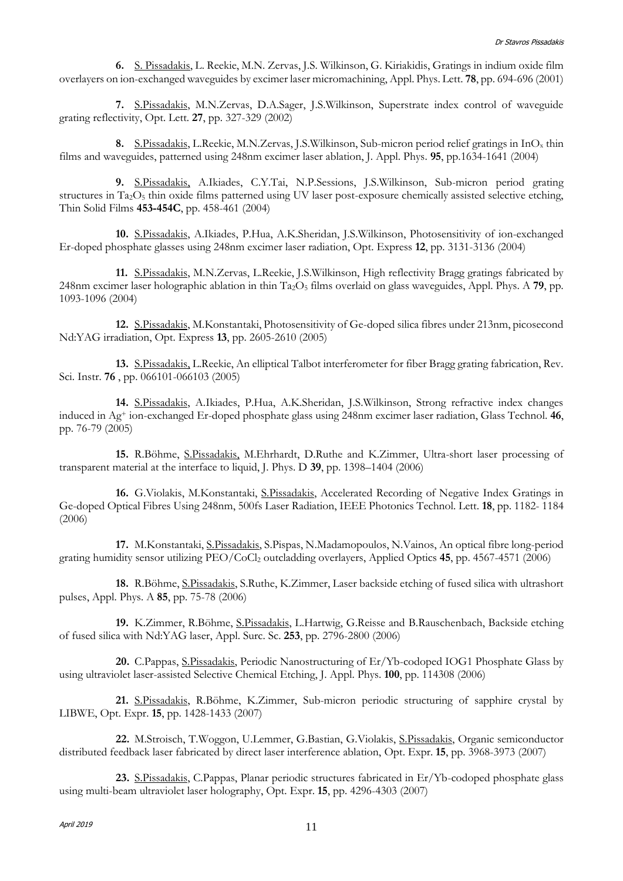**6.** <u>S. Pissadakis</u>, L. Reekie, M.N. Zervas, J.S. Wilkinson, G. Kiriakidis, Gratings in indium oxide film overlayers on ion-exchanged waveguides by excimer laser micromachining, Appl. Phys. Lett. **78**, pp. 694-696 (2001)

**7.** <u>S.Pissadakis</u>, M.N.Zervas, D.A.Sager, J.S.Wilkinson, Superstrate index control of waveguide grating reflectivity, Opt. Lett. **27**, pp. 327-329 (2002)

**8.** <u>S.Pissadakis</u>, L.Reekie, M.N.Zervas, J.S.Wilkinson, Sub-micron period relief gratings in $InO_x$ thin films and waveguides, patterned using 248nm excimer laser ablation, J. Appl. Phys. **95**, pp.1634-1641 (2004)

**9.** <u>S.Pissadakis,</u> A.Ikiades, C.Y.Tai, N.P.Sessions, J.S.Wilkinson, Sub-micron period grating structures in $Ta_2O_5$ thin oxide films patterned using UV laser post-exposure chemically assisted selective etching, Thin Solid Films **453-454C**, pp. 458-461 (2004)

**10.** <u>S.Pissadakis</u>, A.Ikiades, P.Hua, A.K.Sheridan, J.S.Wilkinson, Photosensitivity of ion-exchanged Er-doped phosphate glasses using 248nm excimer laser radiation, Opt. Express **12**, pp. 3131-3136 (2004)

**11.** <u>S.Pissadakis</u>, M.N.Zervas, L.Reekie, J.S.Wilkinson, High reflectivity Bragg gratings fabricated by 248nm excimer laser holographic ablation in thin $Ta_2O_5$ films overlaid on glass waveguides, Appl. Phys. A **79**, pp. 1093-1096 (2004)

**12.** <u>S.Pissadakis</u>, M.Konstantaki, Photosensitivity of Ge-doped silica fibres under 213nm, picosecond Nd:YAG irradiation, Opt. Express **13**, pp. 2605-2610 (2005)

**13.** <u>S.Pissadakis,</u> L.Reekie, An elliptical Talbot interferometer for fiber Bragg grating fabrication, Rev. Sci. Instr. **76** , pp. 066101-066103 (2005)

**14.** <u>S.Pissadakis</u>, A.Ikiades, P.Hua, A.K.Sheridan, J.S.Wilkinson, Strong refractive index changes induced in $Ag^{+}$ ion-exchanged Er-doped phosphate glass using 248nm excimer laser radiation, Glass Technol. **46**, pp. 76-79 (2005)

**15.** R.Böhme, <u>S.Pissadakis,</u> M.Ehrhardt, D.Ruthe and K.Zimmer, Ultra-short laser processing of transparent material at the interface to liquid, J. Phys. D **39**, pp. 1398–1404 (2006)

**16.** G.Violakis, M.Konstantaki, <u>S.Pissadakis</u>, Accelerated Recording of Negative Index Gratings in Ge-doped Optical Fibres Using 248nm, 500fs Laser Radiation, IEEE Photonics Technol. Lett. **18**, pp. 1182- 1184 (2006)

**17.** M.Konstantaki, <u>S.Pissadakis</u>, S.Pispas, N.Madamopoulos, N.Vainos, An optical fibre long-period grating humidity sensor utilizing $PEO/CoCl_2$ outcladding overlayers, Applied Optics **45**, pp. 4567-4571 (2006)

**18.** R.Böhme, <u>S.Pissadakis</u>, S.Ruthe, K.Zimmer, Laser backside etching of fused silica with ultrashort pulses, Appl. Phys. A **85**, pp. 75-78 (2006)

**19.** K.Zimmer, R.Böhme, <u>S.Pissadakis</u>, L.Hartwig, G.Reisse and B.Rauschenbach, Backside etching of fused silica with Nd:YAG laser, Appl. Surc. Sc. **253**, pp. 2796-2800 (2006)

**20.** C.Pappas, <u>S.Pissadakis</u>, Periodic Nanostructuring of Er/Yb-codoped IOG1 Phosphate Glass by using ultraviolet laser-assisted Selective Chemical Etching, J. Appl. Phys. **100**, pp. 114308 (2006)

**21.** <u>S.Pissadakis</u>, R.Böhme, K.Zimmer, Sub-micron periodic structuring of sapphire crystal by LIBWE, Opt. Expr. **15**, pp. 1428-1433 (2007)

**22.** M.Stroisch, T.Woggon, U.Lemmer, G.Bastian, G.Violakis, <u>S.Pissadakis</u>, Organic semiconductor distributed feedback laser fabricated by direct laser interference ablation, Opt. Expr. **15**, pp. 3968-3973 (2007)

**23.** <u>S.Pissadakis</u>, C.Pappas, Planar periodic structures fabricated in Er/Yb-codoped phosphate glass using multi-beam ultraviolet laser holography, Opt. Expr. **15**, pp. 4296-4303 (2007)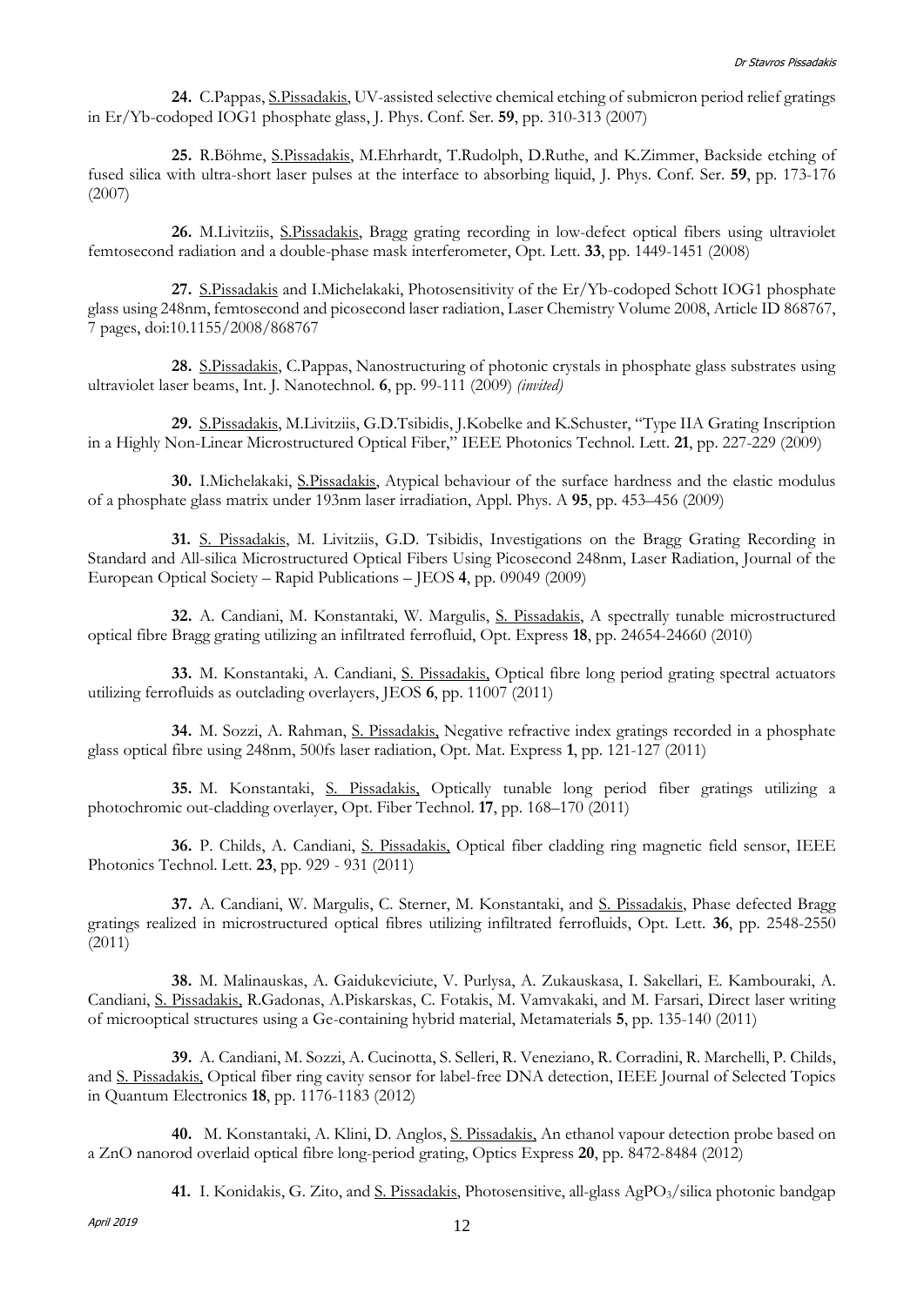**24.** C.Pappas, S.Pissadakis, UV-assisted selective chemical etching of submicron period relief gratings in Er/Yb-codoped IOG1 phosphate glass, J. Phys. Conf. Ser. **59**, pp. 310-313 (2007)

**25.** R.Böhme, S.Pissadakis, M.Ehrhardt, T.Rudolph, D.Ruthe, and K.Zimmer, Backside etching of fused silica with ultra-short laser pulses at the interface to absorbing liquid, J. Phys. Conf. Ser. **59**, pp. 173-176 (2007)

**26.** M.Livitziis, S.Pissadakis, Bragg grating recording in low-defect optical fibers using ultraviolet femtosecond radiation and a double-phase mask interferometer, Opt. Lett. **33**, pp. 1449-1451 (2008)

**27.** S.Pissadakis and I.Michelakaki, Photosensitivity of the Er/Yb-codoped Schott IOG1 phosphate glass using 248nm, femtosecond and picosecond laser radiation, Laser Chemistry Volume 2008, Article ID 868767, 7 pages, doi:10.1155/2008/868767

**28.** S.Pissadakis, C.Pappas, Nanostructuring of photonic crystals in phosphate glass substrates using ultraviolet laser beams, Int. J. Nanotechnol. **6**, pp. 99-111 (2009) *(invited)*

**29.** S.Pissadakis, M.Livitziis, G.D.Tsibidis, J.Kobelke and K.Schuster, "Type IIA Grating Inscription in a Highly Non-Linear Microstructured Optical Fiber," IEEE Photonics Technol. Lett. **21**, pp. 227-229 (2009)

**30.** I.Michelakaki, S.Pissadakis, Atypical behaviour of the surface hardness and the elastic modulus of a phosphate glass matrix under 193nm laser irradiation, Appl. Phys. A **95**, pp. 453–456 (2009)

**31.** S. Pissadakis, M. Livitziis, G.D. Tsibidis, Investigations on the Bragg Grating Recording in Standard and All-silica Microstructured Optical Fibers Using Picosecond 248nm, Laser Radiation, Journal of the European Optical Society – Rapid Publications – JEOS **4**, pp. 09049 (2009)

**32.** A. Candiani, M. Konstantaki, W. Margulis, S. Pissadakis, A spectrally tunable microstructured optical fibre Bragg grating utilizing an infiltrated ferrofluid, Opt. Express **18**, pp. 24654-24660 (2010)

**33.** M. Konstantaki, A. Candiani, S. Pissadakis, Optical fibre long period grating spectral actuators utilizing ferrofluids as outclading overlayers, JEOS **6**, pp. 11007 (2011)

**34.** M. Sozzi, A. Rahman, S. Pissadakis, Negative refractive index gratings recorded in a phosphate glass optical fibre using 248nm, 500fs laser radiation, Opt. Mat. Express **1**, pp. 121-127 (2011)

**35.** M. Konstantaki, S. Pissadakis, Optically tunable long period fiber gratings utilizing a photochromic out-cladding overlayer, Opt. Fiber Technol. **17**, pp. 168–170 (2011)

**36.** P. Childs, A. Candiani, S. Pissadakis, Optical fiber cladding ring magnetic field sensor, IEEE Photonics Technol. Lett. **23**, pp. 929 - 931 (2011)

**37.** A. Candiani, W. Margulis, C. Sterner, M. Konstantaki, and S. Pissadakis, Phase defected Bragg gratings realized in microstructured optical fibres utilizing infiltrated ferrofluids, Opt. Lett. **36**, pp. 2548-2550 (2011)

**38.** M. Malinauskas, A. Gaidukeviciute, V. Purlysa, A. Zukauskasa, I. Sakellari, E. Kambouraki, A. Candiani, S. Pissadakis, R.Gadonas, A.Piskarskas, C. Fotakis, M. Vamvakaki, and M. Farsari, Direct laser writing of microoptical structures using a Ge-containing hybrid material, Metamaterials **5**, pp. 135-140 (2011)

**39.** A. Candiani, M. Sozzi, A. Cucinotta, S. Selleri, R. Veneziano, R. Corradini, R. Marchelli, P. Childs, and S. Pissadakis, Optical fiber ring cavity sensor for label-free DNA detection, IEEE Journal of Selected Topics in Quantum Electronics **18**, pp. 1176-1183 (2012)

**40.** M. Konstantaki, A. Klini, D. Anglos, S. Pissadakis, An ethanol vapour detection probe based on a ZnO nanorod overlaid optical fibre long-period grating, Optics Express **20**, pp. 8472-8484 (2012)

**41.** I. Konidakis, G. Zito, and S. Pissadakis, Photosensitive, all-glass $AgPO_3$/silica photonic bandgap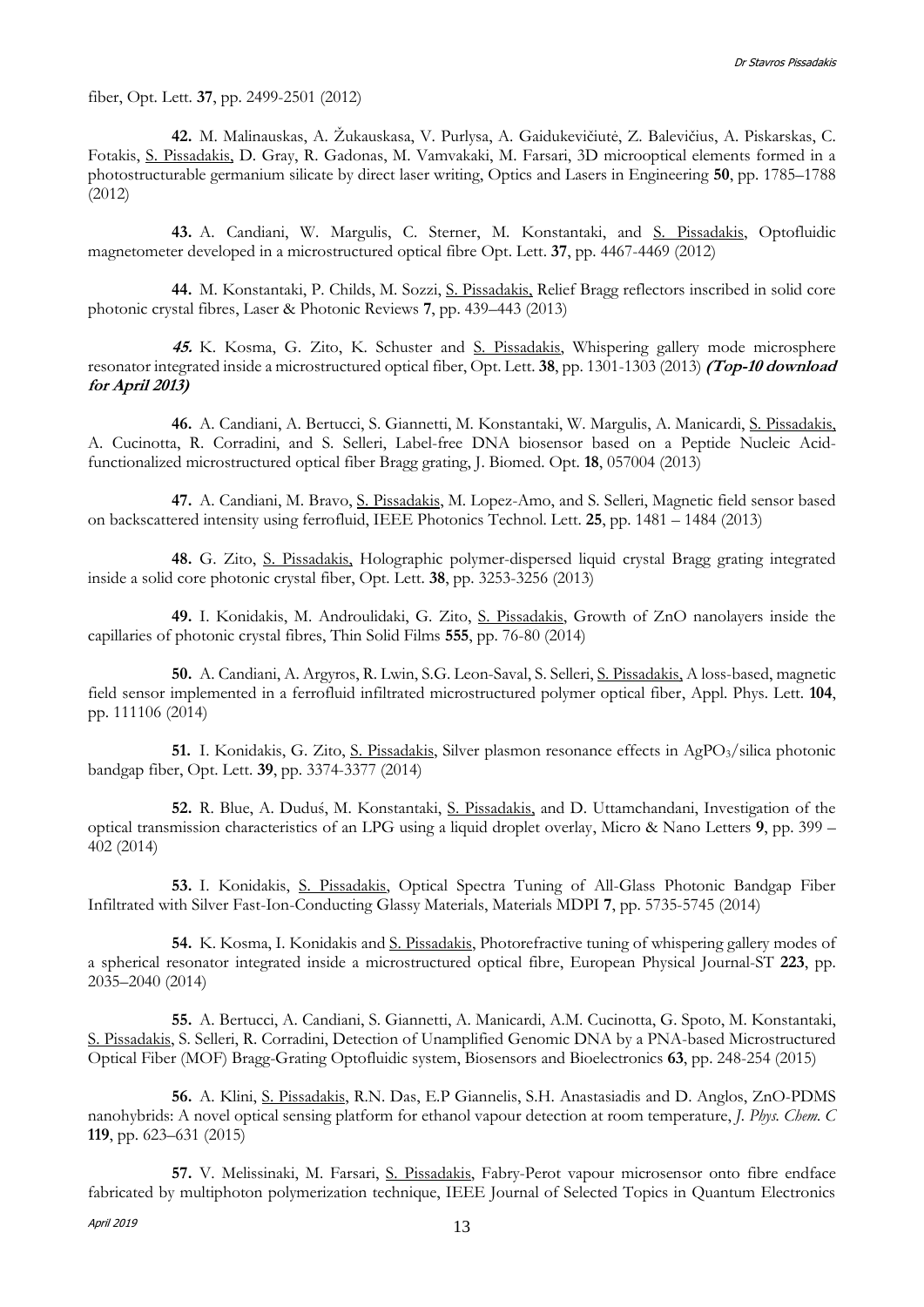fiber, Opt. Lett. **37**, pp. 2499-2501 (2012)

**42.** M. Malinauskas, A. Žukauskasa, V. Purlysa, A. Gaidukevičiutė, Z. Balevičius, A. Piskarskas, C. Fotakis, S. Pissadakis, D. Gray, R. Gadonas, M. Vamvakaki, M. Farsari, 3D microoptical elements formed in a photostructurable germanium silicate by direct laser writing, Optics and Lasers in Engineering **50**, pp. 1785–1788 (2012)

**43.** A. Candiani, W. Margulis, C. Sterner, M. Konstantaki, and S. Pissadakis, Optofluidic magnetometer developed in a microstructured optical fibre Opt. Lett. **37**, pp. 4467-4469 (2012)

**44.** M. Konstantaki, P. Childs, M. Sozzi, S. Pissadakis, Relief Bragg reflectors inscribed in solid core photonic crystal fibres, Laser & Photonic Reviews **7**, pp. 439–443 (2013)

***45.*** K. Kosma, G. Zito, K. Schuster and S. Pissadakis, Whispering gallery mode microsphere resonator integrated inside a microstructured optical fiber, Opt. Lett. **38**, pp. 1301-1303 (2013) ***(Top-10 download for April 2013)***

**46.** A. Candiani, A. Bertucci, S. Giannetti, M. Konstantaki, W. Margulis, A. Manicardi, S. Pissadakis, A. Cucinotta, R. Corradini, and S. Selleri, Label-free DNA biosensor based on a Peptide Nucleic Acid-functionalized microstructured optical fiber Bragg grating, J. Biomed. Opt. **18**, 057004 (2013)

**47.** A. Candiani, M. Bravo, S. Pissadakis, M. Lopez-Amo, and S. Selleri, Magnetic field sensor based on backscattered intensity using ferrofluid, IEEE Photonics Technol. Lett. **25**, pp. 1481 – 1484 (2013)

**48.** G. Zito, S. Pissadakis, Holographic polymer-dispersed liquid crystal Bragg grating integrated inside a solid core photonic crystal fiber, Opt. Lett. **38**, pp. 3253-3256 (2013)

**49.** I. Konidakis, M. Androulidaki, G. Zito, S. Pissadakis, Growth of ZnO nanolayers inside the capillaries of photonic crystal fibres, Thin Solid Films **555**, pp. 76-80 (2014)

**50.** A. Candiani, A. Argyros, R. Lwin, S.G. Leon-Saval, S. Selleri, S. Pissadakis, A loss-based, magnetic field sensor implemented in a ferrofluid infiltrated microstructured polymer optical fiber, Appl. Phys. Lett. **104**, pp. 111106 (2014)

**51.** I. Konidakis, G. Zito, S. Pissadakis, Silver plasmon resonance effects in $AgPO_3$/silica photonic bandgap fiber, Opt. Lett. **39**, pp. 3374-3377 (2014)

**52.** R. Blue, A. Duduś, M. Konstantaki, S. Pissadakis, and D. Uttamchandani, Investigation of the optical transmission characteristics of an LPG using a liquid droplet overlay, Micro & Nano Letters **9**, pp. 399 – 402 (2014)

**53.** I. Konidakis, S. Pissadakis, Optical Spectra Tuning of All-Glass Photonic Bandgap Fiber Infiltrated with Silver Fast-Ion-Conducting Glassy Materials, Materials MDPI **7**, pp. 5735-5745 (2014)

**54.** K. Kosma, I. Konidakis and S. Pissadakis, Photorefractive tuning of whispering gallery modes of a spherical resonator integrated inside a microstructured optical fibre, European Physical Journal-ST **223**, pp. 2035–2040 (2014)

**55.** A. Bertucci, A. Candiani, S. Giannetti, A. Manicardi, A.M. Cucinotta, G. Spoto, M. Konstantaki, S. Pissadakis, S. Selleri, R. Corradini, Detection of Unamplified Genomic DNA by a PNA-based Microstructured Optical Fiber (MOF) Bragg-Grating Optofluidic system, Biosensors and Bioelectronics **63**, pp. 248-254 (2015)

**56.** A. Klini, S. Pissadakis, R.N. Das, E.P Giannelis, S.H. Anastasiadis and D. Anglos, ZnO-PDMS nanohybrids: A novel optical sensing platform for ethanol vapour detection at room temperature, *J. Phys. Chem. C* **119**, pp. 623–631 (2015)

**57.** V. Melissinaki, M. Farsari, S. Pissadakis, Fabry-Perot vapour microsensor onto fibre endface fabricated by multiphoton polymerization technique, IEEE Journal of Selected Topics in Quantum Electronics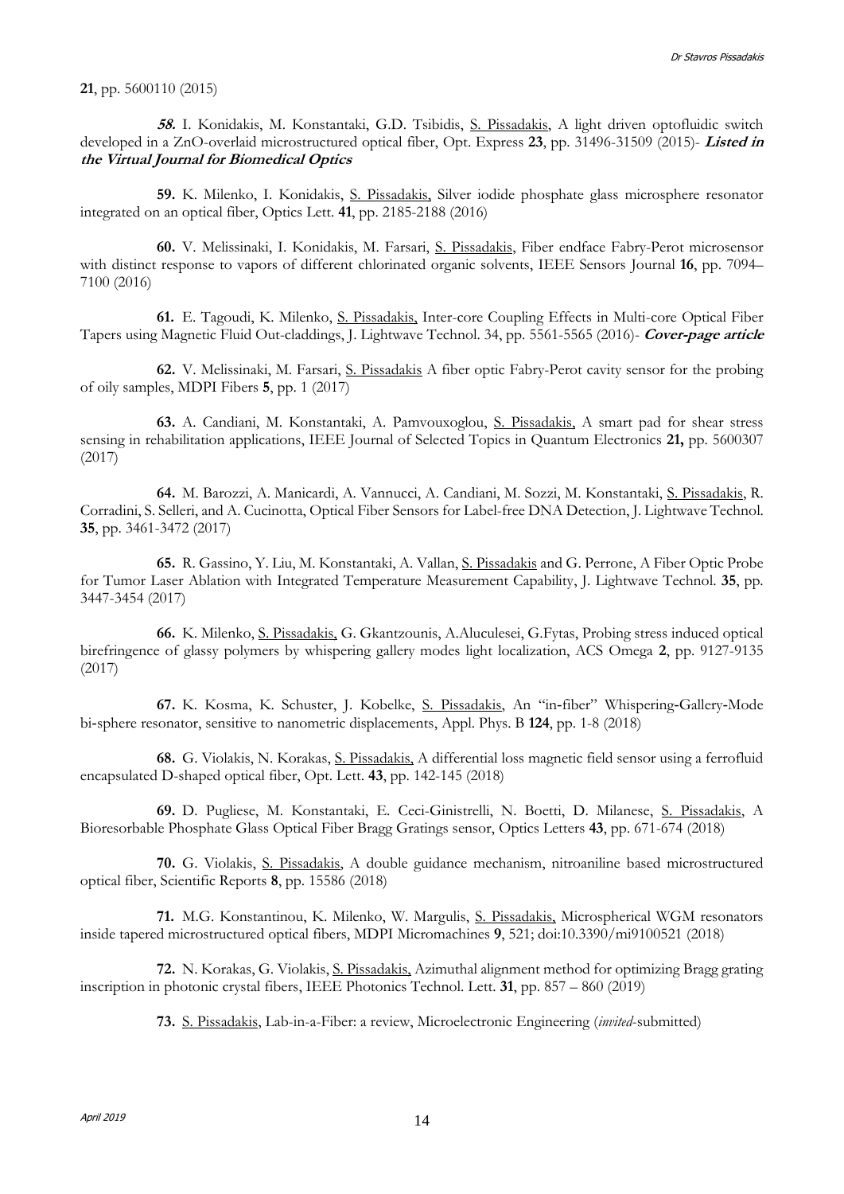**21**, pp. 5600110 (2015)

***58.*** I. Konidakis, M. Konstantaki, G.D. Tsibidis, S. Pissadakis, A light driven optofluidic switch developed in a ZnO-overlaid microstructured optical fiber, Opt. Express **23**, pp. 31496-31509 (2015)- ***Listed in the Virtual Journal for Biomedical Optics***

**59.** K. Milenko, I. Konidakis, S. Pissadakis, Silver iodide phosphate glass microsphere resonator integrated on an optical fiber, Optics Lett. **41**, pp. 2185-2188 (2016)

**60.** V. Melissinaki, I. Konidakis, M. Farsari, S. Pissadakis, Fiber endface Fabry-Perot microsensor with distinct response to vapors of different chlorinated organic solvents, IEEE Sensors Journal **16**, pp. 7094–7100 (2016)

**61.** E. Tagoudi, K. Milenko, S. Pissadakis, Inter-core Coupling Effects in Multi-core Optical Fiber Tapers using Magnetic Fluid Out-claddings, J. Lightwave Technol. 34, pp. 5561-5565 (2016)- ***Cover-page article***

**62.** V. Melissinaki, M. Farsari, S. Pissadakis A fiber optic Fabry-Perot cavity sensor for the probing of oily samples, MDPI Fibers **5**, pp. 1 (2017)

**63.** A. Candiani, M. Konstantaki, A. Pamvouxoglou, S. Pissadakis, A smart pad for shear stress sensing in rehabilitation applications, IEEE Journal of Selected Topics in Quantum Electronics **21,** pp. 5600307 (2017)

**64.** M. Barozzi, A. Manicardi, A. Vannucci, A. Candiani, M. Sozzi, M. Konstantaki, S. Pissadakis, R. Corradini, S. Selleri, and A. Cucinotta, Optical Fiber Sensors for Label-free DNA Detection, J. Lightwave Technol. **35**, pp. 3461-3472 (2017)

**65.** R. Gassino, Y. Liu, M. Konstantaki, A. Vallan, S. Pissadakis and G. Perrone, A Fiber Optic Probe for Tumor Laser Ablation with Integrated Temperature Measurement Capability, J. Lightwave Technol. **35**, pp. 3447-3454 (2017)

**66.** K. Milenko, S. Pissadakis, G. Gkantzounis, A.Aluculesei, G.Fytas, Probing stress induced optical birefringence of glassy polymers by whispering gallery modes light localization, ACS Omega **2**, pp. 9127-9135 (2017)

**67.** K. Kosma, K. Schuster, J. Kobelke, S. Pissadakis, An "in-fiber" Whispering-Gallery-Mode bi-sphere resonator, sensitive to nanometric displacements, Appl. Phys. B **124**, pp. 1-8 (2018)

**68.** G. Violakis, N. Korakas, S. Pissadakis, A differential loss magnetic field sensor using a ferrofluid encapsulated D-shaped optical fiber, Opt. Lett. **43**, pp. 142-145 (2018)

**69.** D. Pugliese, M. Konstantaki, E. Ceci-Ginistrelli, N. Boetti, D. Milanese, S. Pissadakis, A Bioresorbable Phosphate Glass Optical Fiber Bragg Gratings sensor, Optics Letters **43**, pp. 671-674 (2018)

**70.** G. Violakis, S. Pissadakis, A double guidance mechanism, nitroaniline based microstructured optical fiber, Scientific Reports **8**, pp. 15586 (2018)

**71.** M.G. Konstantinou, K. Milenko, W. Margulis, S. Pissadakis, Microspherical WGM resonators inside tapered microstructured optical fibers, MDPI Micromachines **9**, 521; doi:10.3390/mi9100521 (2018)

**72.** N. Korakas, G. Violakis, S. Pissadakis, Azimuthal alignment method for optimizing Bragg grating inscription in photonic crystal fibers, IEEE Photonics Technol. Lett. **31**, pp. 857 – 860 (2019)

**73.** S. Pissadakis, Lab-in-a-Fiber: a review, Microelectronic Engineering (*invited*-submitted)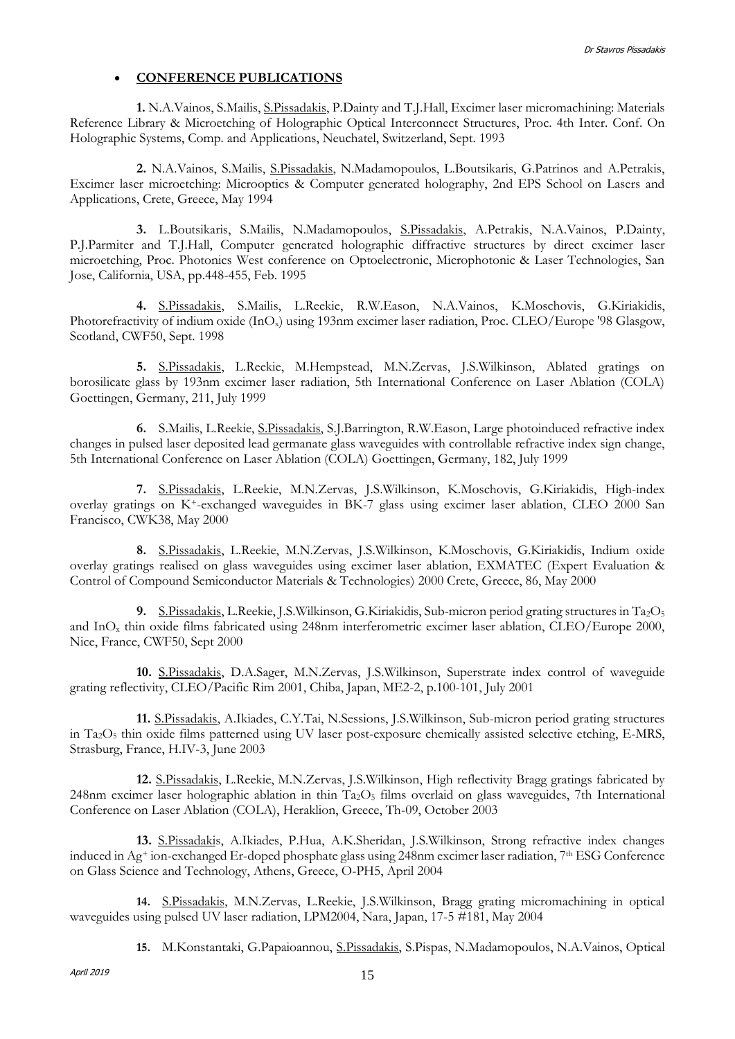- **CONFERENCE PUBLICATIONS**

**1.** N.A.Vainos, S.Mailis, S.Pissadakis, P.Dainty and T.J.Hall, Excimer laser micromachining: Materials Reference Library & Microetching of Holographic Optical Interconnect Structures, Proc. 4th Inter. Conf. On Holographic Systems, Comp. and Applications, Neuchatel, Switzerland, Sept. 1993

**2.** N.A.Vainos, S.Mailis, S.Pissadakis, N.Madamopoulos, L.Boutsikaris, G.Patrinos and A.Petrakis, Excimer laser microetching: Microoptics & Computer generated holography, 2nd EPS School on Lasers and Applications, Crete, Greece, May 1994

**3.** L.Boutsikaris, S.Mailis, N.Madamopoulos, S.Pissadakis, A.Petrakis, N.A.Vainos, P.Dainty, P.J.Parmiter and T.J.Hall, Computer generated holographic diffractive structures by direct excimer laser microetching, Proc. Photonics West conference on Optoelectronic, Microphotonic & Laser Technologies, San Jose, California, USA, pp.448-455, Feb. 1995

**4.** S.Pissadakis, S.Mailis, L.Reekie, R.W.Eason, N.A.Vainos, K.Moschovis, G.Kiriakidis, Photorefractivity of indium oxide ($InO_x$) using 193nm excimer laser radiation, Proc. CLEO/Europe '98 Glasgow, Scotland, CWF50, Sept. 1998

**5.** S.Pissadakis, L.Reekie, M.Hempstead, M.N.Zervas, J.S.Wilkinson, Ablated gratings on borosilicate glass by 193nm excimer laser radiation, 5th International Conference on Laser Ablation (COLA) Goettingen, Germany, 211, July 1999

**6.** S.Mailis, L.Reekie, S.Pissadakis, S.J.Barrington, R.W.Eason, Large photoinduced refractive index changes in pulsed laser deposited lead germanate glass waveguides with controllable refractive index sign change, 5th International Conference on Laser Ablation (COLA) Goettingen, Germany, 182, July 1999

**7.** S.Pissadakis, L.Reekie, M.N.Zervas, J.S.Wilkinson, K.Moschovis, G.Kiriakidis, High-index overlay gratings on $K^+$-exchanged waveguides in BK-7 glass using excimer laser ablation, CLEO 2000 San Francisco, CWK38, May 2000

**8.** S.Pissadakis, L.Reekie, M.N.Zervas, J.S.Wilkinson, K.Moschovis, G.Kiriakidis, Indium oxide overlay gratings realised on glass waveguides using excimer laser ablation, EXMATEC (Expert Evaluation & Control of Compound Semiconductor Materials & Technologies) 2000 Crete, Greece, 86, May 2000

**9.** S.Pissadakis, L.Reekie, J.S.Wilkinson, G.Kiriakidis, Sub-micron period grating structures in $Ta_2O_5$ and $InO_x$ thin oxide films fabricated using 248nm interferometric excimer laser ablation, CLEO/Europe 2000, Nice, France, CWF50, Sept 2000

**10.** S.Pissadakis, D.A.Sager, M.N.Zervas, J.S.Wilkinson, Superstrate index control of waveguide grating reflectivity, CLEO/Pacific Rim 2001, Chiba, Japan, ME2-2, p.100-101, July 2001

**11.** S.Pissadakis, A.Ikiades, C.Y.Tai, N.Sessions, J.S.Wilkinson, Sub-micron period grating structures in $Ta_2O_5$ thin oxide films patterned using UV laser post-exposure chemically assisted selective etching, E-MRS, Strasburg, France, H.IV-3, June 2003

**12.** S.Pissadakis, L.Reekie, M.N.Zervas, J.S.Wilkinson, High reflectivity Bragg gratings fabricated by 248nm excimer laser holographic ablation in thin $Ta_2O_5$ films overlaid on glass waveguides, 7th International Conference on Laser Ablation (COLA), Heraklion, Greece, Th-09, October 2003

**13.** S.Pissadakis, A.Ikiades, P.Hua, A.K.Sheridan, J.S.Wilkinson, Strong refractive index changes induced in $Ag^+$ ion-exchanged Er-doped phosphate glass using 248nm excimer laser radiation, 7th ESG Conference on Glass Science and Technology, Athens, Greece, O-PH5, April 2004

**14.** S.Pissadakis, M.N.Zervas, L.Reekie, J.S.Wilkinson, Bragg grating micromachining in optical waveguides using pulsed UV laser radiation, LPM2004, Nara, Japan, 17-5 #181, May 2004

**15.** M.Konstantaki, G.Papaioannou, S.Pissadakis, S.Pispas, N.Madamopoulos, N.A.Vainos, Optical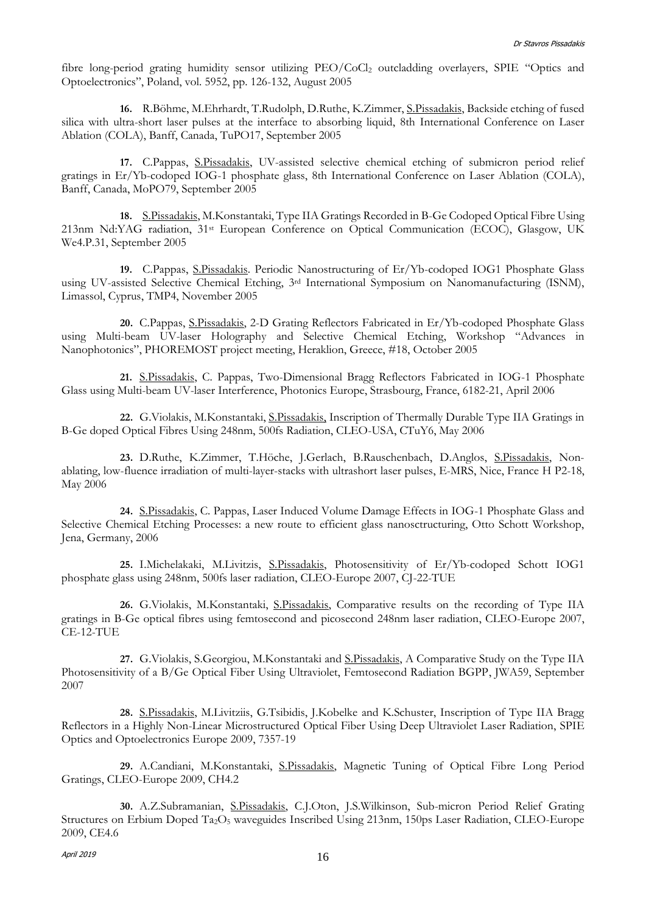fibre long-period grating humidity sensor utilizing PEO/$CoCl_2$ outcladding overlayers, SPIE "Optics and Optoelectronics", Poland, vol. 5952, pp. 126-132, August 2005

**16.** R.Böhme, M.Ehrhardt, T.Rudolph, D.Ruthe, K.Zimmer, S.Pissadakis, Backside etching of fused silica with ultra-short laser pulses at the interface to absorbing liquid, 8th International Conference on Laser Ablation (COLA), Banff, Canada, TuPO17, September 2005

**17.** C.Pappas, S.Pissadakis, UV-assisted selective chemical etching of submicron period relief gratings in Er/Yb-codoped IOG-1 phosphate glass, 8th International Conference on Laser Ablation (COLA), Banff, Canada, MoPO79, September 2005

**18.** S.Pissadakis, M.Konstantaki, Type IIA Gratings Recorded in B-Ge Codoped Optical Fibre Using 213nm Nd:YAG radiation, 31st European Conference on Optical Communication (ECOC), Glasgow, UK We4.P.31, September 2005

**19.** C.Pappas, S.Pissadakis. Periodic Nanostructuring of Er/Yb-codoped IOG1 Phosphate Glass using UV-assisted Selective Chemical Etching, 3rd International Symposium on Nanomanufacturing (ISNM), Limassol, Cyprus, TMP4, November 2005

**20.** C.Pappas, S.Pissadakis, 2-D Grating Reflectors Fabricated in Er/Yb-codoped Phosphate Glass using Multi-beam UV-laser Holography and Selective Chemical Etching, Workshop "Advances in Nanophotonics", PHOREMOST project meeting, Heraklion, Greece, #18, October 2005

**21.** S.Pissadakis, C. Pappas, Two-Dimensional Bragg Reflectors Fabricated in IOG-1 Phosphate Glass using Multi-beam UV-laser Interference, Photonics Europe, Strasbourg, France, 6182-21, April 2006

**22.** G.Violakis, M.Konstantaki, S.Pissadakis, Inscription of Thermally Durable Type IIA Gratings in B-Ge doped Optical Fibres Using 248nm, 500fs Radiation, CLEO-USA, CTuY6, May 2006

**23.** D.Ruthe, K.Zimmer, T.Höche, J.Gerlach, B.Rauschenbach, D.Anglos, S.Pissadakis, Non-ablating, low-fluence irradiation of multi-layer-stacks with ultrashort laser pulses, E-MRS, Nice, France H P2-18, May 2006

**24.** S.Pissadakis, C. Pappas, Laser Induced Volume Damage Effects in IOG-1 Phosphate Glass and Selective Chemical Etching Processes: a new route to efficient glass nanosctructuring, Otto Schott Workshop, Jena, Germany, 2006

**25.** I.Michelakaki, M.Livitzis, S.Pissadakis, Photosensitivity of Er/Yb-codoped Schott IOG1 phosphate glass using 248nm, 500fs laser radiation, CLEO-Europe 2007, CJ-22-TUE

**26.** G.Violakis, M.Konstantaki, S.Pissadakis, Comparative results on the recording of Type IIA gratings in B-Ge optical fibres using femtosecond and picosecond 248nm laser radiation, CLEO-Europe 2007, CE-12-TUE

**27.** G.Violakis, S.Georgiou, M.Konstantaki and S.Pissadakis, A Comparative Study on the Type IIA Photosensitivity of a B/Ge Optical Fiber Using Ultraviolet, Femtosecond Radiation BGPP, JWA59, September 2007

**28.** S.Pissadakis, M.Livitziis, G.Tsibidis, J.Kobelke and K.Schuster, Inscription of Type IIA Bragg Reflectors in a Highly Non-Linear Microstructured Optical Fiber Using Deep Ultraviolet Laser Radiation, SPIE Optics and Optoelectronics Europe 2009, 7357-19

**29.** A.Candiani, M.Konstantaki, S.Pissadakis, Magnetic Tuning of Optical Fibre Long Period Gratings, CLEO-Europe 2009, CH4.2

**30.** A.Z.Subramanian, S.Pissadakis, C.J.Oton, J.S.Wilkinson, Sub-micron Period Relief Grating Structures on Erbium Doped $Ta_2O_5$ waveguides Inscribed Using 213nm, 150ps Laser Radiation, CLEO-Europe 2009, CE4.6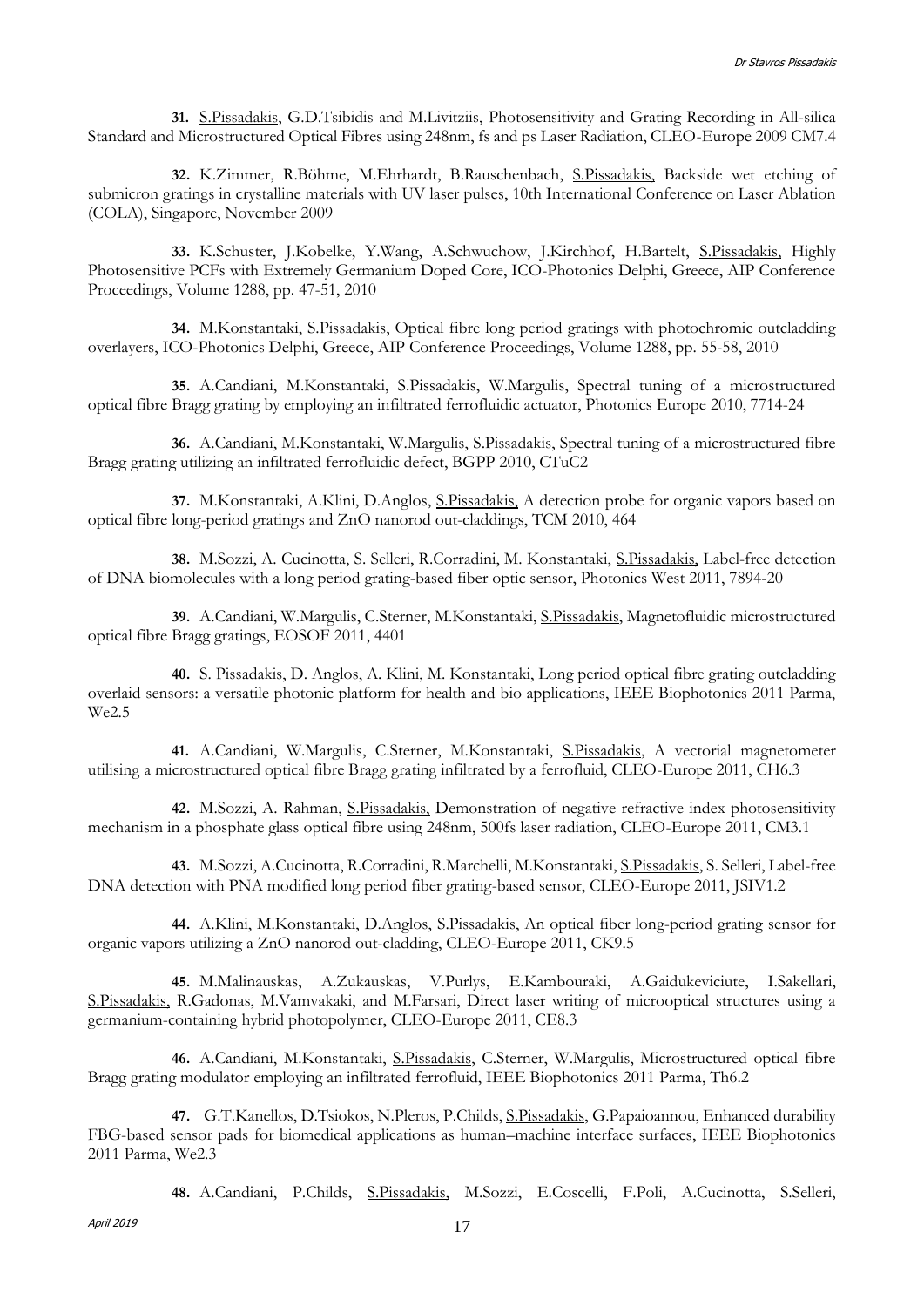**31.** S.Pissadakis, G.D.Tsibidis and M.Livitziis, Photosensitivity and Grating Recording in All-silica Standard and Microstructured Optical Fibres using 248nm, fs and ps Laser Radiation, CLEO-Europe 2009 CM7.4

**32.** K.Zimmer, R.Böhme, M.Ehrhardt, B.Rauschenbach, S.Pissadakis, Backside wet etching of submicron gratings in crystalline materials with UV laser pulses, 10th International Conference on Laser Ablation (COLA), Singapore, November 2009

**33.** K.Schuster, J.Kobelke, Y.Wang, A.Schwuchow, J.Kirchhof, H.Bartelt, S.Pissadakis, Highly Photosensitive PCFs with Extremely Germanium Doped Core, ICO-Photonics Delphi, Greece, AIP Conference Proceedings, Volume 1288, pp. 47-51, 2010

**34.** M.Konstantaki, S.Pissadakis, Optical fibre long period gratings with photochromic outcladding overlayers, ICO-Photonics Delphi, Greece, AIP Conference Proceedings, Volume 1288, pp. 55-58, 2010

**35.** A.Candiani, M.Konstantaki, S.Pissadakis, W.Margulis, Spectral tuning of a microstructured optical fibre Bragg grating by employing an infiltrated ferrofluidic actuator, Photonics Europe 2010, 7714-24

**36.** A.Candiani, M.Konstantaki, W.Margulis, S.Pissadakis, Spectral tuning of a microstructured fibre Bragg grating utilizing an infiltrated ferrofluidic defect, BGPP 2010, CTuC2

**37.** M.Konstantaki, A.Klini, D.Anglos, S.Pissadakis, A detection probe for organic vapors based on optical fibre long-period gratings and ZnO nanorod out-claddings, TCM 2010, 464

**38.** M.Sozzi, A. Cucinotta, S. Selleri, R.Corradini, M. Konstantaki, S.Pissadakis, Label-free detection of DNA biomolecules with a long period grating-based fiber optic sensor, Photonics West 2011, 7894-20

**39.** A.Candiani, W.Margulis, C.Sterner, M.Konstantaki, S.Pissadakis, Magnetofluidic microstructured optical fibre Bragg gratings, EOSOF 2011, 4401

**40.** S. Pissadakis, D. Anglos, A. Klini, M. Konstantaki, Long period optical fibre grating outcladding overlaid sensors: a versatile photonic platform for health and bio applications, IEEE Biophotonics 2011 Parma, We2.5

**41.** A.Candiani, W.Margulis, C.Sterner, M.Konstantaki, S.Pissadakis, A vectorial magnetometer utilising a microstructured optical fibre Bragg grating infiltrated by a ferrofluid, CLEO-Europe 2011, CH6.3

**42.** M.Sozzi, A. Rahman, S.Pissadakis, Demonstration of negative refractive index photosensitivity mechanism in a phosphate glass optical fibre using 248nm, 500fs laser radiation, CLEO-Europe 2011, CM3.1

**43.** M.Sozzi, A.Cucinotta, R.Corradini, R.Marchelli, M.Konstantaki, S.Pissadakis, S. Selleri, Label-free DNA detection with PNA modified long period fiber grating-based sensor, CLEO-Europe 2011, JSIV1.2

**44.** A.Klini, M.Konstantaki, D.Anglos, S.Pissadakis, An optical fiber long-period grating sensor for organic vapors utilizing a ZnO nanorod out-cladding, CLEO-Europe 2011, CK9.5

**45.** M.Malinauskas, A.Zukauskas, V.Purlys, E.Kambouraki, A.Gaidukeviciute, I.Sakellari, S.Pissadakis, R.Gadonas, M.Vamvakaki, and M.Farsari, Direct laser writing of microoptical structures using a germanium-containing hybrid photopolymer, CLEO-Europe 2011, CE8.3

**46.** A.Candiani, M.Konstantaki, S.Pissadakis, C.Sterner, W.Margulis, Microstructured optical fibre Bragg grating modulator employing an infiltrated ferrofluid, IEEE Biophotonics 2011 Parma, Th6.2

**47.** G.T.Kanellos, D.Tsiokos, N.Pleros, P.Childs, S.Pissadakis, G.Papaioannou, Enhanced durability FBG-based sensor pads for biomedical applications as human–machine interface surfaces, IEEE Biophotonics 2011 Parma, We2.3

**48.** A.Candiani, P.Childs, S.Pissadakis, M.Sozzi, E.Coscelli, F.Poli, A.Cucinotta, S.Selleri,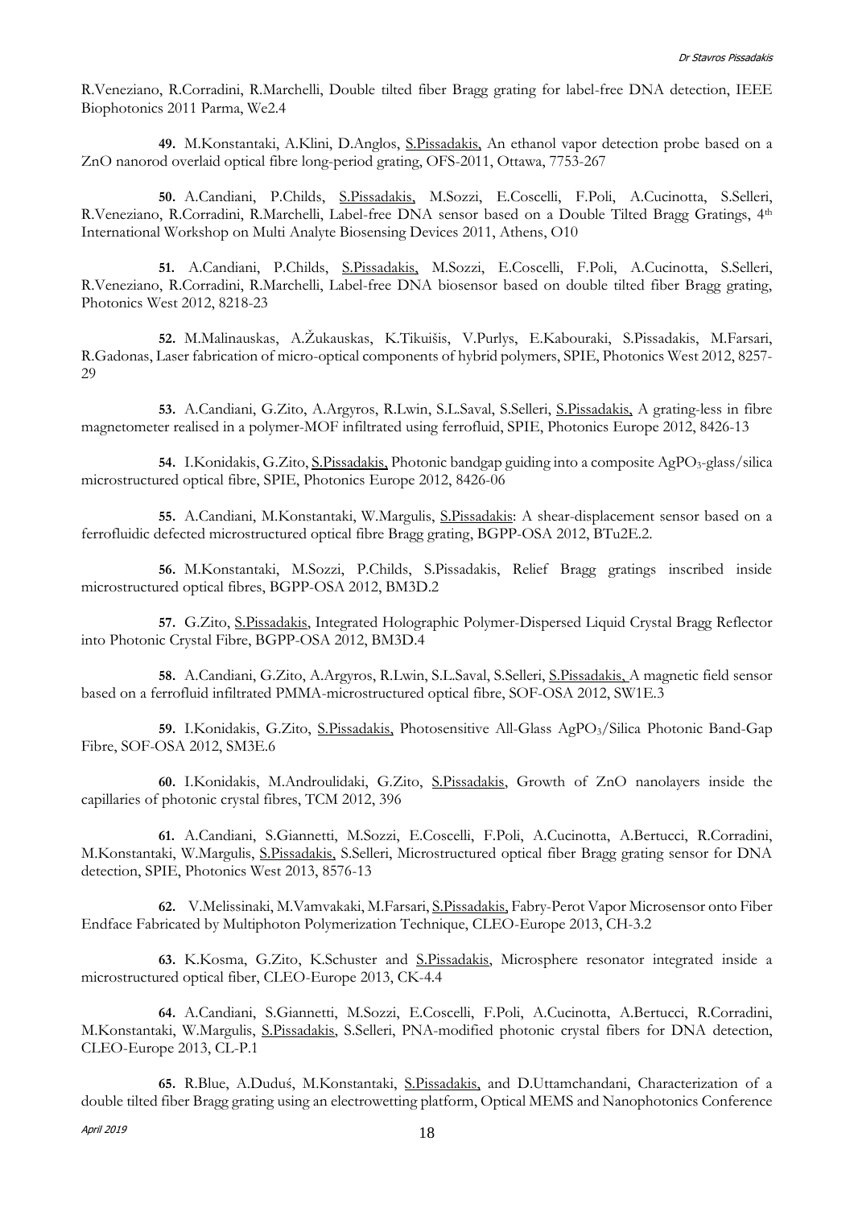R.Veneziano, R.Corradini, R.Marchelli, Double tilted fiber Bragg grating for label-free DNA detection, IEEE Biophotonics 2011 Parma, We2.4

**49.** M.Konstantaki, A.Klini, D.Anglos, S.Pissadakis, An ethanol vapor detection probe based on a ZnO nanorod overlaid optical fibre long-period grating, OFS-2011, Ottawa, 7753-267

**50.** A.Candiani, P.Childs, S.Pissadakis, M.Sozzi, E.Coscelli, F.Poli, A.Cucinotta, S.Selleri, R.Veneziano, R.Corradini, R.Marchelli, Label-free DNA sensor based on a Double Tilted Bragg Gratings, 4th International Workshop on Multi Analyte Biosensing Devices 2011, Athens, O10

**51.** A.Candiani, P.Childs, S.Pissadakis, M.Sozzi, E.Coscelli, F.Poli, A.Cucinotta, S.Selleri, R.Veneziano, R.Corradini, R.Marchelli, Label-free DNA biosensor based on double tilted fiber Bragg grating, Photonics West 2012, 8218-23

**52.** M.Malinauskas, A.Žukauskas, K.Tikuišis, V.Purlys, E.Kabouraki, S.Pissadakis, M.Farsari, R.Gadonas, Laser fabrication of micro-optical components of hybrid polymers, SPIE, Photonics West 2012, 8257-29

**53.** A.Candiani, G.Zito, A.Argyros, R.Lwin, S.L.Saval, S.Selleri, S.Pissadakis, A grating-less in fibre magnetometer realised in a polymer-MOF infiltrated using ferrofluid, SPIE, Photonics Europe 2012, 8426-13

**54.** I.Konidakis, G.Zito, S.Pissadakis, Photonic bandgap guiding into a composite $AgPO_3$-glass/silica microstructured optical fibre, SPIE, Photonics Europe 2012, 8426-06

**55.** A.Candiani, M.Konstantaki, W.Margulis, S.Pissadakis: A shear-displacement sensor based on a ferrofluidic defected microstructured optical fibre Bragg grating, BGPP-OSA 2012, BTu2E.2.

**56.** M.Konstantaki, M.Sozzi, P.Childs, S.Pissadakis, Relief Bragg gratings inscribed inside microstructured optical fibres, BGPP-OSA 2012, BM3D.2

**57.** G.Zito, S.Pissadakis, Integrated Holographic Polymer-Dispersed Liquid Crystal Bragg Reflector into Photonic Crystal Fibre, BGPP-OSA 2012, BM3D.4

**58.** A.Candiani, G.Zito, A.Argyros, R.Lwin, S.L.Saval, S.Selleri, S.Pissadakis, A magnetic field sensor based on a ferrofluid infiltrated PMMA-microstructured optical fibre, SOF-OSA 2012, SW1E.3

**59.** I.Konidakis, G.Zito, S.Pissadakis, Photosensitive All-Glass $AgPO_3$/Silica Photonic Band-Gap Fibre, SOF-OSA 2012, SM3E.6

**60.** I.Konidakis, M.Androulidaki, G.Zito, S.Pissadakis, Growth of ZnO nanolayers inside the capillaries of photonic crystal fibres, TCM 2012, 396

**61.** A.Candiani, S.Giannetti, M.Sozzi, E.Coscelli, F.Poli, A.Cucinotta, A.Bertucci, R.Corradini, M.Konstantaki, W.Margulis, S.Pissadakis, S.Selleri, Microstructured optical fiber Bragg grating sensor for DNA detection, SPIE, Photonics West 2013, 8576-13

**62.** V.Melissinaki, M.Vamvakaki, M.Farsari, S.Pissadakis, Fabry-Perot Vapor Microsensor onto Fiber Endface Fabricated by Multiphoton Polymerization Technique, CLEO-Europe 2013, CH-3.2

**63.** K.Kosma, G.Zito, K.Schuster and S.Pissadakis, Microsphere resonator integrated inside a microstructured optical fiber, CLEO-Europe 2013, CK-4.4

**64.** A.Candiani, S.Giannetti, M.Sozzi, E.Coscelli, F.Poli, A.Cucinotta, A.Bertucci, R.Corradini, M.Konstantaki, W.Margulis, S.Pissadakis, S.Selleri, PNA-modified photonic crystal fibers for DNA detection, CLEO-Europe 2013, CL-P.1

**65.** R.Blue, A.Duduś, M.Konstantaki, S.Pissadakis, and D.Uttamchandani, Characterization of a double tilted fiber Bragg grating using an electrowetting platform, Optical MEMS and Nanophotonics Conference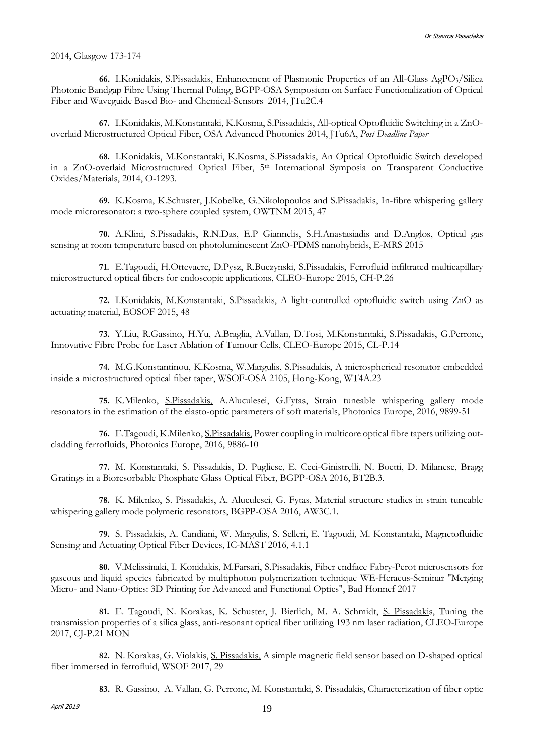2014, Glasgow 173-174

**66.** I.Konidakis, S.Pissadakis, Enhancement of Plasmonic Properties of an All-Glass $AgPO_3$/Silica Photonic Bandgap Fibre Using Thermal Poling, BGPP-OSA Symposium on Surface Functionalization of Optical Fiber and Waveguide Based Bio- and Chemical-Sensors 2014, JTu2C.4

**67.** I.Konidakis, M.Konstantaki, K.Kosma, S.Pissadakis, All-optical Optofluidic Switching in a ZnO-overlaid Microstructured Optical Fiber, OSA Advanced Photonics 2014, JTu6A, *Post Deadline Paper*

**68.** I.Konidakis, M.Konstantaki, K.Kosma, S.Pissadakis, An Optical Optofluidic Switch developed in a ZnO-overlaid Microstructured Optical Fiber, 5th International Symposia on Transparent Conductive Oxides/Materials, 2014, O-1293.

**69.** K.Kosma, K.Schuster, J.Kobelke, G.Nikolopoulos and S.Pissadakis, In-fibre whispering gallery mode microresonator: a two-sphere coupled system, OWTNM 2015, 47

**70.** A.Klini, S.Pissadakis, R.N.Das, E.P Giannelis, S.H.Anastasiadis and D.Anglos, Optical gas sensing at room temperature based on photoluminescent ZnO-PDMS nanohybrids, E-MRS 2015

**71.** E.Tagoudi, H.Ottevaere, D.Pysz, R.Buczynski, S.Pissadakis, Ferrofluid infiltrated multicapillary microstructured optical fibers for endoscopic applications, CLEO-Europe 2015, CH-P.26

**72.** I.Konidakis, M.Konstantaki, S.Pissadakis, A light-controlled optofluidic switch using ZnO as actuating material, EOSOF 2015, 48

**73.** Y.Liu, R.Gassino, H.Yu, A.Braglia, A.Vallan, D.Tosi, M.Konstantaki, S.Pissadakis, G.Perrone, Innovative Fibre Probe for Laser Ablation of Tumour Cells, CLEO-Europe 2015, CL-P.14

**74.** M.G.Konstantinou, K.Kosma, W.Margulis, S.Pissadakis, A microspherical resonator embedded inside a microstructured optical fiber taper, WSOF-OSA 2105, Hong-Kong, WT4A.23

**75.** K.Milenko, S.Pissadakis, A.Aluculesei, G.Fytas, Strain tuneable whispering gallery mode resonators in the estimation of the elasto-optic parameters of soft materials, Photonics Europe, 2016, 9899-51

**76.** E.Tagoudi, K.Milenko, S.Pissadakis, Power coupling in multicore optical fibre tapers utilizing out-cladding ferrofluids, Photonics Europe, 2016, 9886-10

**77.** M. Konstantaki, S. Pissadakis, D. Pugliese, E. Ceci-Ginistrelli, N. Boetti, D. Milanese, Bragg Gratings in a Bioresorbable Phosphate Glass Optical Fiber, BGPP-OSA 2016, BT2B.3.

**78.** K. Milenko, S. Pissadakis, A. Aluculesei, G. Fytas, Material structure studies in strain tuneable whispering gallery mode polymeric resonators, BGPP-OSA 2016, AW3C.1.

**79.** S. Pissadakis, A. Candiani, W. Margulis, S. Selleri, E. Tagoudi, M. Konstantaki, Magnetofluidic Sensing and Actuating Optical Fiber Devices, IC-MAST 2016, 4.1.1

**80.** V.Melissinaki, I. Konidakis, M.Farsari, S.Pissadakis, Fiber endface Fabry-Perot microsensors for gaseous and liquid species fabricated by multiphoton polymerization technique WE-Heraeus-Seminar "Merging Micro- and Nano-Optics: 3D Printing for Advanced and Functional Optics", Bad Honnef 2017

**81.** E. Tagoudi, N. Korakas, K. Schuster, J. Bierlich, M. A. Schmidt, S. Pissadakis, Tuning the transmission properties of a silica glass, anti-resonant optical fiber utilizing 193 nm laser radiation, CLEO-Europe 2017, CJ-P.21 MON

**82.** N. Korakas, G. Violakis, S. Pissadakis, A simple magnetic field sensor based on D-shaped optical fiber immersed in ferrofluid, WSOF 2017, 29

**83.** R. Gassino, A. Vallan, G. Perrone, M. Konstantaki, S. Pissadakis, Characterization of fiber optic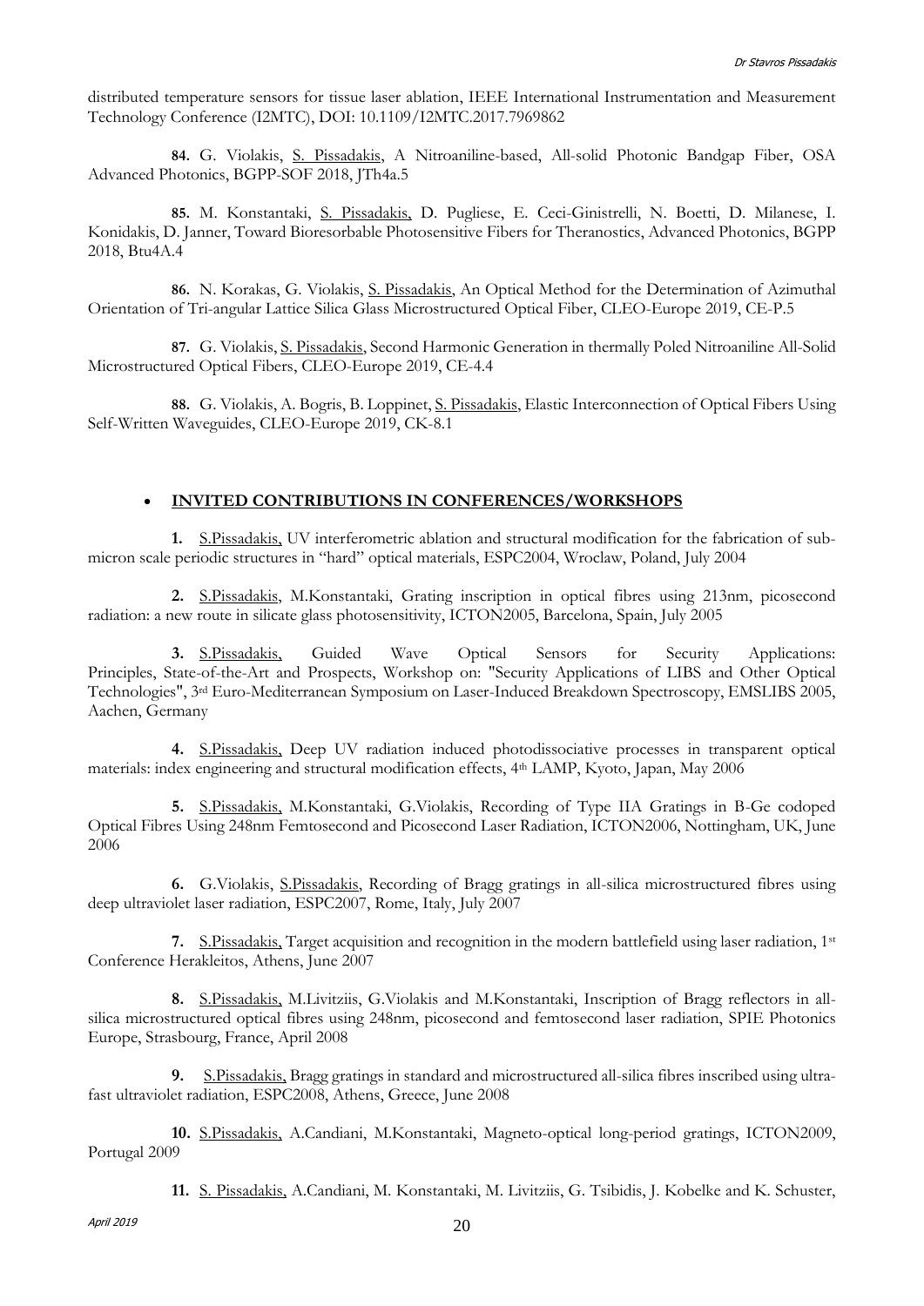distributed temperature sensors for tissue laser ablation, IEEE International Instrumentation and Measurement Technology Conference (I2MTC), DOI: 10.1109/I2MTC.2017.7969862

**84.** G. Violakis, S. Pissadakis, A Nitroaniline-based, All-solid Photonic Bandgap Fiber, OSA Advanced Photonics, BGPP-SOF 2018, JTh4a.5

**85.** M. Konstantaki, S. Pissadakis, D. Pugliese, E. Ceci-Ginistrelli, N. Boetti, D. Milanese, I. Konidakis, D. Janner, Toward Bioresorbable Photosensitive Fibers for Theranostics, Advanced Photonics, BGPP 2018, Btu4A.4

**86.** N. Korakas, G. Violakis, S. Pissadakis, An Optical Method for the Determination of Azimuthal Orientation of Tri-angular Lattice Silica Glass Microstructured Optical Fiber, CLEO-Europe 2019, CE-P.5

**87.** G. Violakis, S. Pissadakis, Second Harmonic Generation in thermally Poled Nitroaniline All-Solid Microstructured Optical Fibers, CLEO-Europe 2019, CE-4.4

**88.** G. Violakis, A. Bogris, B. Loppinet, S. Pissadakis, Elastic Interconnection of Optical Fibers Using Self-Written Waveguides, CLEO-Europe 2019, CK-8.1

- **INVITED CONTRIBUTIONS IN CONFERENCES/WORKSHOPS**

**1.** S.Pissadakis, UV interferometric ablation and structural modification for the fabrication of sub-micron scale periodic structures in "hard" optical materials, ESPC2004, Wroclaw, Poland, July 2004

**2.** S.Pissadakis, M.Konstantaki, Grating inscription in optical fibres using 213nm, picosecond radiation: a new route in silicate glass photosensitivity, ICTON2005, Barcelona, Spain, July 2005

**3.** S.Pissadakis, Guided Wave Optical Sensors for Security Applications: Principles, State-of-the-Art and Prospects, Workshop on: "Security Applications of LIBS and Other Optical Technologies", 3rd Euro-Mediterranean Symposium on Laser-Induced Breakdown Spectroscopy, EMSLIBS 2005, Aachen, Germany

**4.** S.Pissadakis, Deep UV radiation induced photodissociative processes in transparent optical materials: index engineering and structural modification effects, 4th LAMP, Kyoto, Japan, May 2006

**5.** S.Pissadakis, M.Konstantaki, G.Violakis, Recording of Type IIA Gratings in B-Ge codoped Optical Fibres Using 248nm Femtosecond and Picosecond Laser Radiation, ICTON2006, Nottingham, UK, June 2006

**6.** G.Violakis, S.Pissadakis, Recording of Bragg gratings in all-silica microstructured fibres using deep ultraviolet laser radiation, ESPC2007, Rome, Italy, July 2007

**7.** S.Pissadakis, Target acquisition and recognition in the modern battlefield using laser radiation, 1st Conference Herakleitos, Athens, June 2007

**8.** S.Pissadakis, M.Livitziis, G.Violakis and M.Konstantaki, Inscription of Bragg reflectors in all-silica microstructured optical fibres using 248nm, picosecond and femtosecond laser radiation, SPIE Photonics Europe, Strasbourg, France, April 2008

**9.** S.Pissadakis, Bragg gratings in standard and microstructured all-silica fibres inscribed using ultra-fast ultraviolet radiation, ESPC2008, Athens, Greece, June 2008

**10.** S.Pissadakis, A.Candiani, M.Konstantaki, Magneto-optical long-period gratings, ICTON2009, Portugal 2009

**11.** S. Pissadakis, A.Candiani, M. Konstantaki, M. Livitziis, G. Tsibidis, J. Kobelke and K. Schuster,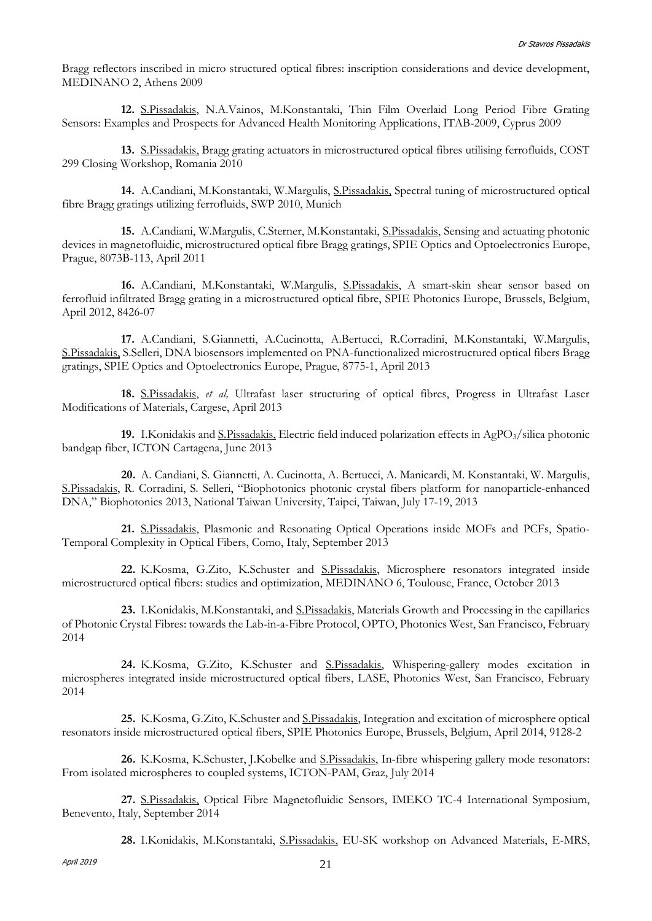Bragg reflectors inscribed in micro structured optical fibres: inscription considerations and device development, MEDINANO 2, Athens 2009

**12.** S.Pissadakis, N.A.Vainos, M.Konstantaki, Thin Film Overlaid Long Period Fibre Grating Sensors: Examples and Prospects for Advanced Health Monitoring Applications, ITAB-2009, Cyprus 2009

**13.** S.Pissadakis, Bragg grating actuators in microstructured optical fibres utilising ferrofluids, COST 299 Closing Workshop, Romania 2010

**14.** A.Candiani, M.Konstantaki, W.Margulis, S.Pissadakis, Spectral tuning of microstructured optical fibre Bragg gratings utilizing ferrofluids, SWP 2010, Munich

**15.** A.Candiani, W.Margulis, C.Sterner, M.Konstantaki, S.Pissadakis, Sensing and actuating photonic devices in magnetofluidic, microstructured optical fibre Bragg gratings, SPIE Optics and Optoelectronics Europe, Prague, 8073B-113, April 2011

**16.** A.Candiani, M.Konstantaki, W.Margulis, S.Pissadakis, A smart-skin shear sensor based on ferrofluid infiltrated Bragg grating in a microstructured optical fibre, SPIE Photonics Europe, Brussels, Belgium, April 2012, 8426-07

**17.** A.Candiani, S.Giannetti, A.Cucinotta, A.Bertucci, R.Corradini, M.Konstantaki, W.Margulis, S.Pissadakis, S.Selleri, DNA biosensors implemented on PNA-functionalized microstructured optical fibers Bragg gratings, SPIE Optics and Optoelectronics Europe, Prague, 8775-1, April 2013

**18.** S.Pissadakis, *et al,* Ultrafast laser structuring of optical fibres, Progress in Ultrafast Laser Modifications of Materials, Cargese, April 2013

**19.** I.Konidakis and S.Pissadakis, Electric field induced polarization effects in $AgPO_3$/silica photonic bandgap fiber, ICTON Cartagena, June 2013

**20.** A. Candiani, S. Giannetti, A. Cucinotta, A. Bertucci, A. Manicardi, M. Konstantaki, W. Margulis, S.Pissadakis, R. Corradini, S. Selleri, "Biophotonics photonic crystal fibers platform for nanoparticle-enhanced DNA," Biophotonics 2013, National Taiwan University, Taipei, Taiwan, July 17-19, 2013

**21.** S.Pissadakis, Plasmonic and Resonating Optical Operations inside MOFs and PCFs, Spatio-Temporal Complexity in Optical Fibers, Como, Italy, September 2013

**22.** K.Kosma, G.Zito, K.Schuster and S.Pissadakis, Microsphere resonators integrated inside microstructured optical fibers: studies and optimization, MEDINANO 6, Toulouse, France, October 2013

**23.** I.Konidakis, M.Konstantaki, and S.Pissadakis, Materials Growth and Processing in the capillaries of Photonic Crystal Fibres: towards the Lab-in-a-Fibre Protocol, OPTO, Photonics West, San Francisco, February 2014

**24.** K.Kosma, G.Zito, K.Schuster and S.Pissadakis, Whispering-gallery modes excitation in microspheres integrated inside microstructured optical fibers, LASE, Photonics West, San Francisco, February 2014

**25.** K.Kosma, G.Zito, K.Schuster and S.Pissadakis, Integration and excitation of microsphere optical resonators inside microstructured optical fibers, SPIE Photonics Europe, Brussels, Belgium, April 2014, 9128-2

**26.** K.Kosma, K.Schuster, J.Kobelke and S.Pissadakis, In-fibre whispering gallery mode resonators: From isolated microspheres to coupled systems, ICTON-PAM, Graz, July 2014

**27.** S.Pissadakis, Optical Fibre Magnetofluidic Sensors, IMEKO TC-4 International Symposium, Benevento, Italy, September 2014

**28.** I.Konidakis, M.Konstantaki, S.Pissadakis, EU-SK workshop on Advanced Materials, E-MRS,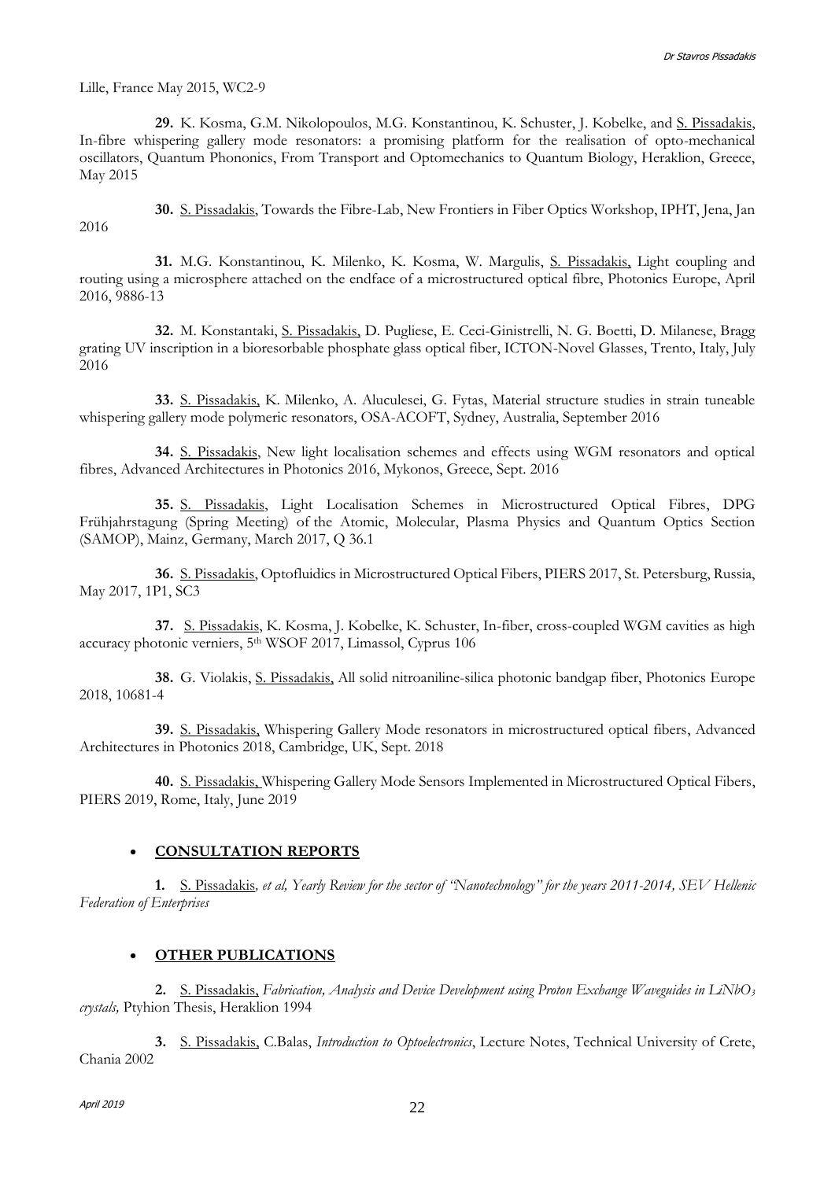Lille, France May 2015, WC2-9

**29.** K. Kosma, G.M. Nikolopoulos, M.G. Konstantinou, K. Schuster, J. Kobelke, and S. Pissadakis, In-fibre whispering gallery mode resonators: a promising platform for the realisation of opto-mechanical oscillators, Quantum Phononics, From Transport and Optomechanics to Quantum Biology, Heraklion, Greece, May 2015

**30.** S. Pissadakis, Towards the Fibre-Lab, New Frontiers in Fiber Optics Workshop, IPHT, Jena, Jan 2016

**31.** M.G. Konstantinou, K. Milenko, K. Kosma, W. Margulis, S. Pissadakis, Light coupling and routing using a microsphere attached on the endface of a microstructured optical fibre, Photonics Europe, April 2016, 9886-13

**32.** M. Konstantaki, S. Pissadakis, D. Pugliese, E. Ceci-Ginistrelli, N. G. Boetti, D. Milanese, Bragg grating UV inscription in a bioresorbable phosphate glass optical fiber, ICTON-Novel Glasses, Trento, Italy, July 2016

**33.** S. Pissadakis, K. Milenko, A. Aluculesei, G. Fytas, Material structure studies in strain tuneable whispering gallery mode polymeric resonators, OSA-ACOFT, Sydney, Australia, September 2016

**34.** S. Pissadakis, New light localisation schemes and effects using WGM resonators and optical fibres, Advanced Architectures in Photonics 2016, Mykonos, Greece, Sept. 2016

**35.** S. Pissadakis, Light Localisation Schemes in Microstructured Optical Fibres, DPG Frühjahrstagung (Spring Meeting) of the Atomic, Molecular, Plasma Physics and Quantum Optics Section (SAMOP), Mainz, Germany, March 2017, Q 36.1

**36.** S. Pissadakis, Optofluidics in Microstructured Optical Fibers, PIERS 2017, St. Petersburg, Russia, May 2017, 1P1, SC3

**37.** S. Pissadakis, K. Kosma, J. Kobelke, K. Schuster, In-fiber, cross-coupled WGM cavities as high accuracy photonic verniers, 5th WSOF 2017, Limassol, Cyprus 106

**38.** G. Violakis, S. Pissadakis, All solid nitroaniline-silica photonic bandgap fiber, Photonics Europe 2018, 10681-4

**39.** S. Pissadakis, Whispering Gallery Mode resonators in microstructured optical fibers, Advanced Architectures in Photonics 2018, Cambridge, UK, Sept. 2018

**40.** S. Pissadakis, Whispering Gallery Mode Sensors Implemented in Microstructured Optical Fibers, PIERS 2019, Rome, Italy, June 2019

- **CONSULTATION REPORTS**

**1.** S. Pissadakis*, et al, Yearly Review for the sector of "Nanotechnology" for the years 2011-2014, SEV Hellenic Federation of Enterprises*

- **OTHER PUBLICATIONS**

**2.** S. Pissadakis, *Fabrication, Analysis and Device Development using Proton Exchange Waveguides in $LiNbO_3$ crystals,* Ptyhion Thesis, Heraklion 1994

**3.** S. Pissadakis, C.Balas, *Introduction to Optoelectronics*, Lecture Notes, Technical University of Crete, Chania 2002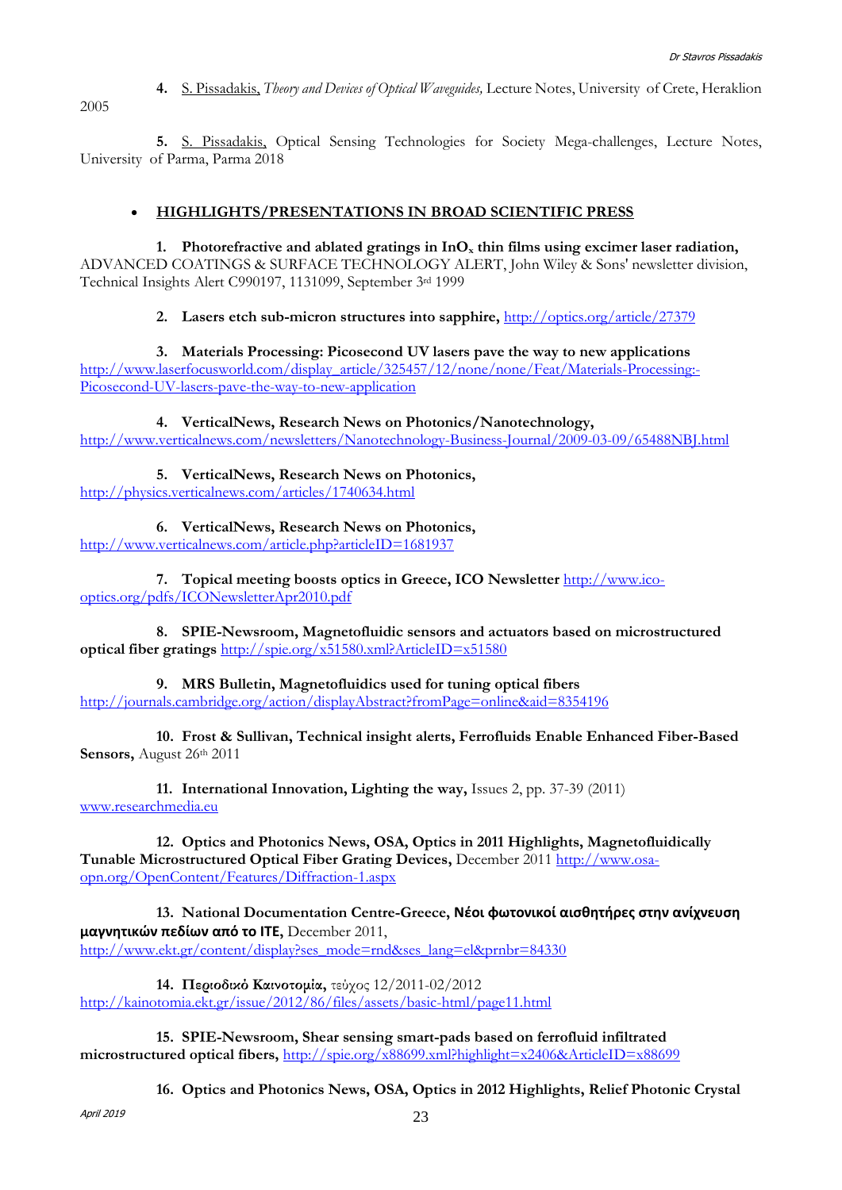4. S. Pissadakis, *Theory and Devices of Optical Waveguides,* Lecture Notes, University of Crete, Heraklion 2005

5. S. Pissadakis, Optical Sensing Technologies for Society Mega-challenges, Lecture Notes, University of Parma, Parma 2018

- **HIGHLIGHTS/PRESENTATIONS IN BROAD SCIENTIFIC PRESS**

1. **Photorefractive and ablated gratings in $InO_x$ thin films using excimer laser radiation,** ADVANCED COATINGS & SURFACE TECHNOLOGY ALERT, John Wiley & Sons' newsletter division, Technical Insights Alert C990197, 1131099, September 3rd 1999

2. **Lasers etch sub-micron structures into sapphire,** http://optics.org/article/27379

3. **Materials Processing: Picosecond UV lasers pave the way to new applications** http://www.laserfocusworld.com/display_article/325457/12/none/none/Feat/Materials-Processing:-Picosecond-UV-lasers-pave-the-way-to-new-application

4. **VerticalNews, Research News on Photonics/Nanotechnology,** http://www.verticalnews.com/newsletters/Nanotechnology-Business-Journal/2009-03-09/65488NBJ.html

5. **VerticalNews, Research News on Photonics,** http://physics.verticalnews.com/articles/1740634.html

6. **VerticalNews, Research News on Photonics,** http://www.verticalnews.com/article.php?articleID=1681937

7. **Topical meeting boosts optics in Greece, ICO Newsletter** http://www.ico-optics.org/pdfs/ICONewsletterApr2010.pdf

8. **SPIE-Newsroom, Magnetofluidic sensors and actuators based on microstructured optical fiber gratings** http://spie.org/x51580.xml?ArticleID=x51580

9. **MRS Bulletin, Magnetofluidics used for tuning optical fibers** http://journals.cambridge.org/action/displayAbstract?fromPage=online&aid=8354196

10. **Frost & Sullivan, Technical insight alerts, Ferrofluids Enable Enhanced Fiber-Based Sensors,** August 26th 2011

11. **International Innovation, Lighting the way,** Issues 2, pp. 37-39 (2011) www.researchmedia.eu

12. **Optics and Photonics News, OSA, Optics in 2011 Highlights, Magnetofluidically Tunable Microstructured Optical Fiber Grating Devices,** December 2011 http://www.osa-opn.org/OpenContent/Features/Diffraction-1.aspx

13. **National Documentation Centre-Greece, Νέοι φωτονικοί αισθητήρες στην ανίχνευση μαγνητικών πεδίων από το ΙΤΕ,** December 2011, http://www.ekt.gr/content/display?ses_mode=rnd&ses_lang=el&prnbr=84330

14. **Περιοδικό Καινοτομία,** τεύχος 12/2011-02/2012 http://kainotomia.ekt.gr/issue/2012/86/files/assets/basic-html/page11.html

15. **SPIE-Newsroom, Shear sensing smart-pads based on ferrofluid infiltrated microstructured optical fibers,** http://spie.org/x88699.xml?highlight=x2406&ArticleID=x88699

16. **Optics and Photonics News, OSA, Optics in 2012 Highlights, Relief Photonic Crystal**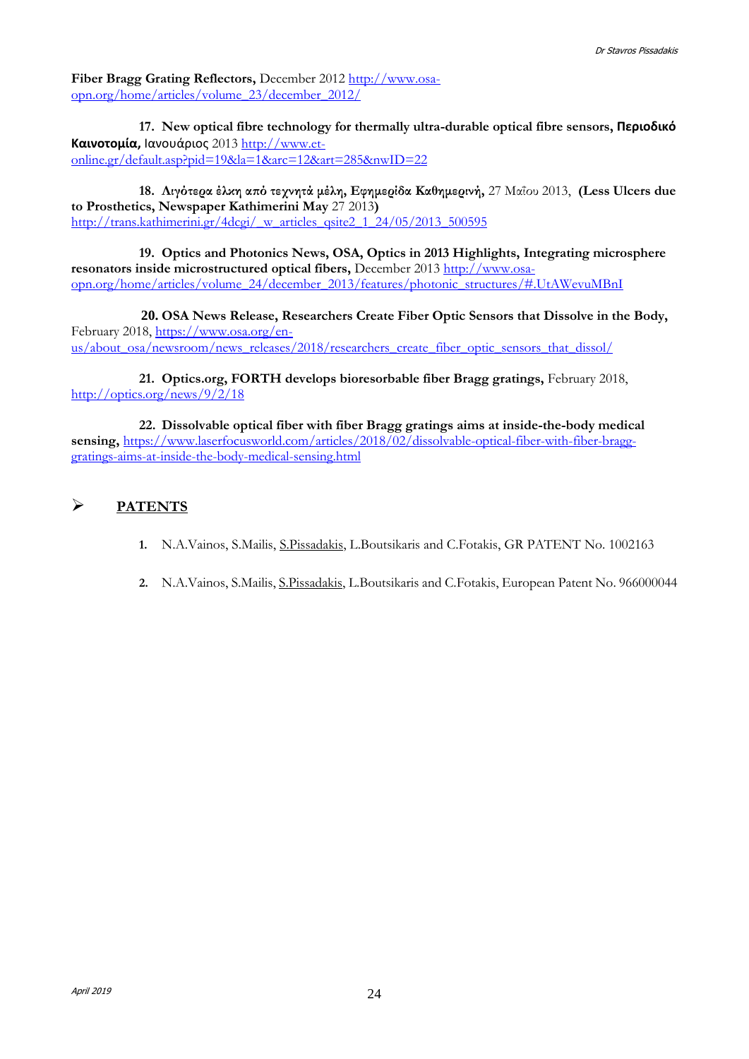**Fiber Bragg Grating Reflectors,** December 2012 http://www.osa-opn.org/home/articles/volume_23/december_2012/

17. **New optical fibre technology for thermally ultra-durable optical fibre sensors, Περιοδικό Καινοτομία,** Ιανουάριος 2013 http://www.et-online.gr/default.asp?pid=19&la=1&arc=12&art=285&nwID=22

18. **Λιγότερα έλκη από τεχνητά μέλη, Εφημερίδα Καθημερινή,** 27 Μαΐου 2013, **(Less Ulcers due to Prosthetics, Newspaper Kathimerini May** 27 2013**)** http://trans.kathimerini.gr/4dcgi/_w_articles_qsite2_1_24/05/2013_500595

19. **Optics and Photonics News, OSA, Optics in 2013 Highlights, Integrating microsphere resonators inside microstructured optical fibers,** December 2013 http://www.osa-opn.org/home/articles/volume_24/december_2013/features/photonic_structures/#.UtAWevuMBnI

20. **OSA News Release, Researchers Create Fiber Optic Sensors that Dissolve in the Body,** February 2018, https://www.osa.org/en-us/about_osa/newsroom/news_releases/2018/researchers_create_fiber_optic_sensors_that_dissol/

21. **Optics.org, FORTH develops bioresorbable fiber Bragg gratings,** February 2018, http://optics.org/news/9/2/18

22. **Dissolvable optical fiber with fiber Bragg gratings aims at inside-the-body medical sensing,** https://www.laserfocusworld.com/articles/2018/02/dissolvable-optical-fiber-with-fiber-bragg-gratings-aims-at-inside-the-body-medical-sensing.html

## PATENTS

1. N.A.Vainos, S.Mailis, S.Pissadakis, L.Boutsikaris and C.Fotakis, GR PATENT No. 1002163
2. N.A.Vainos, S.Mailis, S.Pissadakis, L.Boutsikaris and C.Fotakis, European Patent No. 966000044